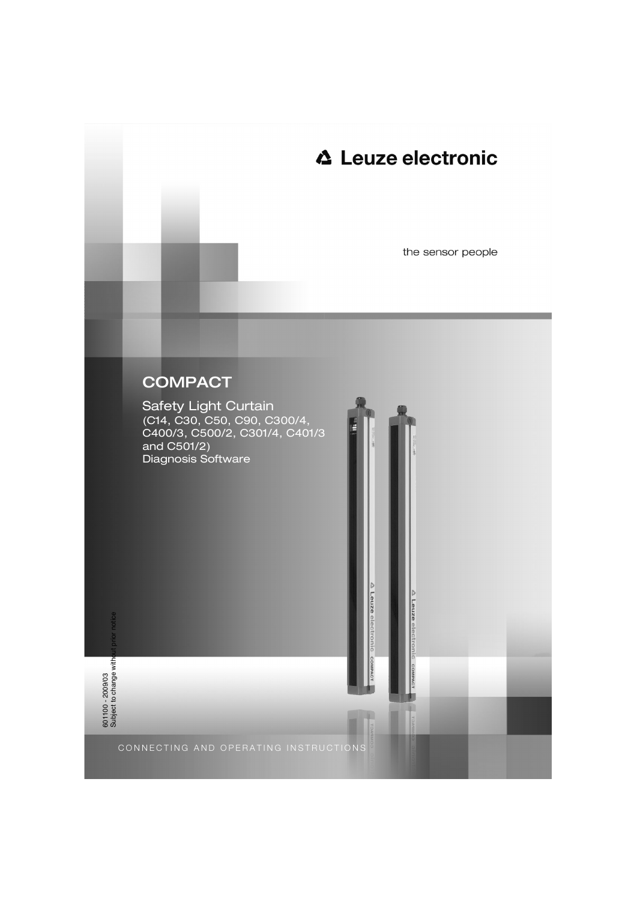Leuze electronic

the sensor people

# COMPACT

## Safety Light Curtain

(C14, C30, C50, C90, C300/4, C400/3, C500/2, C301/4, C401/3 and C501/2)

Diagnosis Software

601100 - 2009/03
Subject to change without prior notice

CONNECTING AND OPERATING INSTRUCTIONS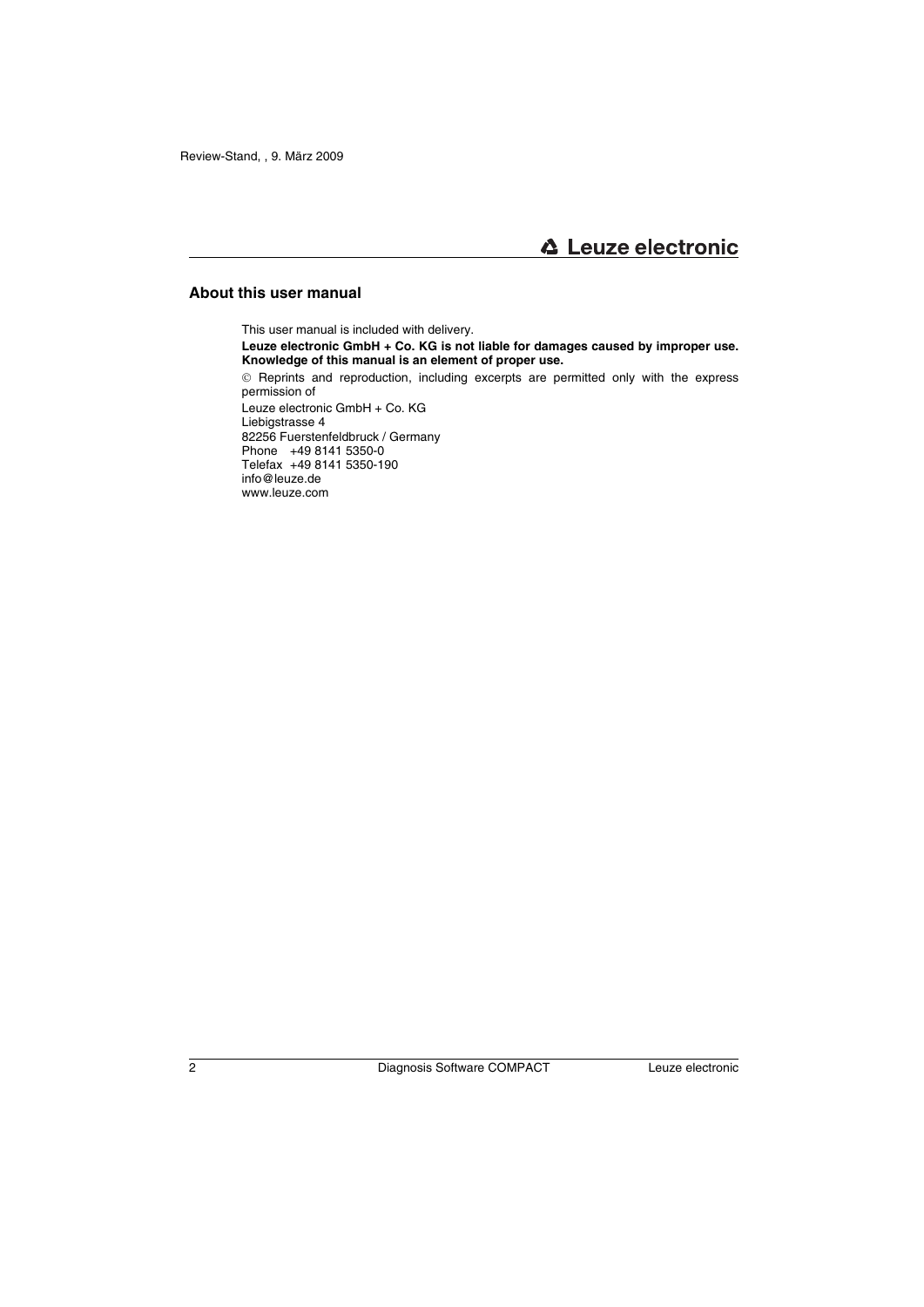## About this user manual

This user manual is included with delivery.

**Leuze electronic GmbH + Co. KG is not liable for damages caused by improper use. Knowledge of this manual is an element of proper use.**

© Reprints and reproduction, including excerpts are permitted only with the express permission of

Leuze electronic GmbH + Co. KG
Liebigstrasse 4
82256 Fuerstenfeldbruck / Germany
Phone +49 8141 5350-0
Telefax +49 8141 5350-190
info@leuze.de
www.leuze.com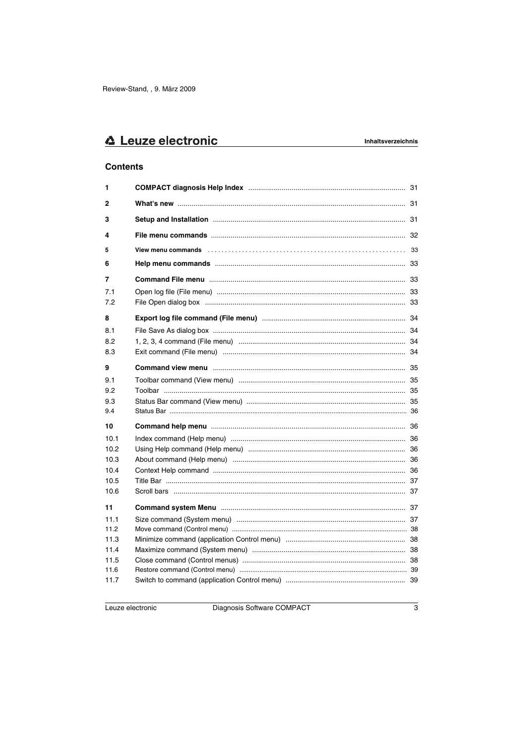## Contents

| | | |
|---|---|---|
| **1** | **COMPACT diagnosis Help Index** | 31 |
| **2** | **What's new** | 31 |
| **3** | **Setup and Installation** | 31 |
| **4** | **File menu commands** | 32 |
| **5** | **View menu commands** | 33 |
| **6** | **Help menu commands** | 33 |
| **7** | **Command File menu** | 33 |
| 7.1 | Open log file (File menu) | 33 |
| 7.2 | File Open dialog box | 33 |
| **8** | **Export log file command (File menu)** | 34 |
| 8.1 | File Save As dialog box | 34 |
| 8.2 | 1, 2, 3, 4 command (File menu) | 34 |
| 8.3 | Exit command (File menu) | 34 |
| **9** | **Command view menu** | 35 |
| 9.1 | Toolbar command (View menu) | 35 |
| 9.2 | Toolbar | 35 |
| 9.3 | Status Bar command (View menu) | 35 |
| 9.4 | Status Bar | 36 |
| **10** | **Command help menu** | 36 |
| 10.1 | Index command (Help menu) | 36 |
| 10.2 | Using Help command (Help menu) | 36 |
| 10.3 | About command (Help menu) | 36 |
| 10.4 | Context Help command | 36 |
| 10.5 | Title Bar | 37 |
| 10.6 | Scroll bars | 37 |
| **11** | **Command system Menu** | 37 |
| 11.1 | Size command (System menu) | 37 |
| 11.2 | Move command (Control menu) | 38 |
| 11.3 | Minimize command (application Control menu) | 38 |
| 11.4 | Maximize command (System menu) | 38 |
| 11.5 | Close command (Control menus) | 38 |
| 11.6 | Restore command (Control menu) | 39 |
| 11.7 | Switch to command (application Control menu) | 39 |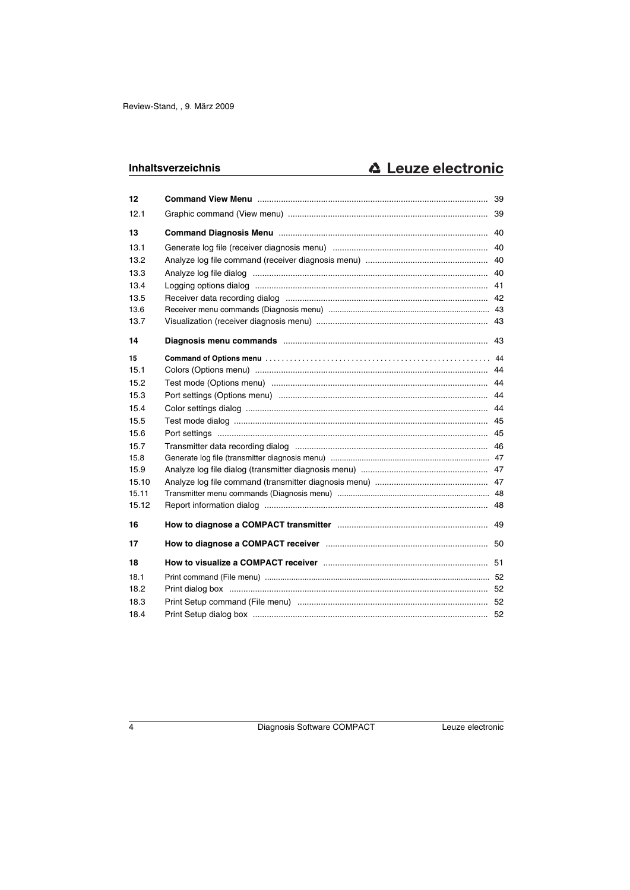| | | |
|---|---|---|
| **12** | **Command View Menu** | 39 |
| 12.1 | Graphic command (View menu) | 39 |
| **13** | **Command Diagnosis Menu** | 40 |
| 13.1 | Generate log file (receiver diagnosis menu) | 40 |
| 13.2 | Analyze log file command (receiver diagnosis menu) | 40 |
| 13.3 | Analyze log file dialog | 40 |
| 13.4 | Logging options dialog | 41 |
| 13.5 | Receiver data recording dialog | 42 |
| 13.6 | Receiver menu commands (Diagnosis menu) | 43 |
| 13.7 | Visualization (receiver diagnosis menu) | 43 |
| **14** | **Diagnosis menu commands** | 43 |
| **15** | **Command of Options menu** | 44 |
| 15.1 | Colors (Options menu) | 44 |
| 15.2 | Test mode (Options menu) | 44 |
| 15.3 | Port settings (Options menu) | 44 |
| 15.4 | Color settings dialog | 44 |
| 15.5 | Test mode dialog | 45 |
| 15.6 | Port settings | 45 |
| 15.7 | Transmitter data recording dialog | 46 |
| 15.8 | Generate log file (transmitter diagnosis menu) | 47 |
| 15.9 | Analyze log file dialog (transmitter diagnosis menu) | 47 |
| 15.10 | Analyze log file command (transmitter diagnosis menu) | 47 |
| 15.11 | Transmitter menu commands (Diagnosis menu) | 48 |
| 15.12 | Report information dialog | 48 |
| **16** | **How to diagnose a COMPACT transmitter** | 49 |
| **17** | **How to diagnose a COMPACT receiver** | 50 |
| **18** | **How to visualize a COMPACT receiver** | 51 |
| 18.1 | Print command (File menu) | 52 |
| 18.2 | Print dialog box | 52 |
| 18.3 | Print Setup command (File menu) | 52 |
| 18.4 | Print Setup dialog box | 52 |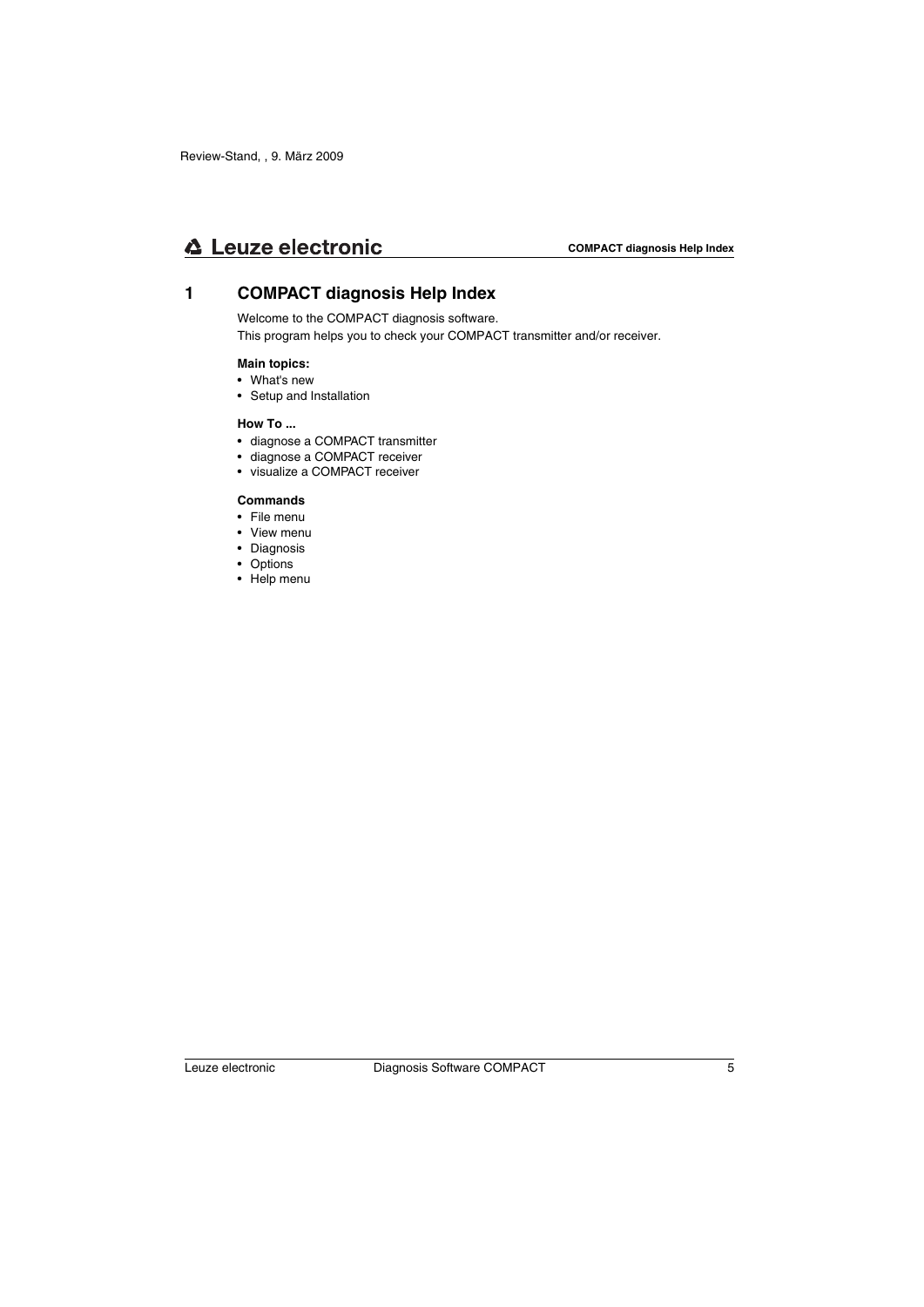# 1 COMPACT diagnosis Help Index

Welcome to the COMPACT diagnosis software.
This program helps you to check your COMPACT transmitter and/or receiver.

**Main topics:**

- What's new
- Setup and Installation

**How To ...**

- diagnose a COMPACT transmitter
- diagnose a COMPACT receiver
- visualize a COMPACT receiver

**Commands**

- File menu
- View menu
- Diagnosis
- Options
- Help menu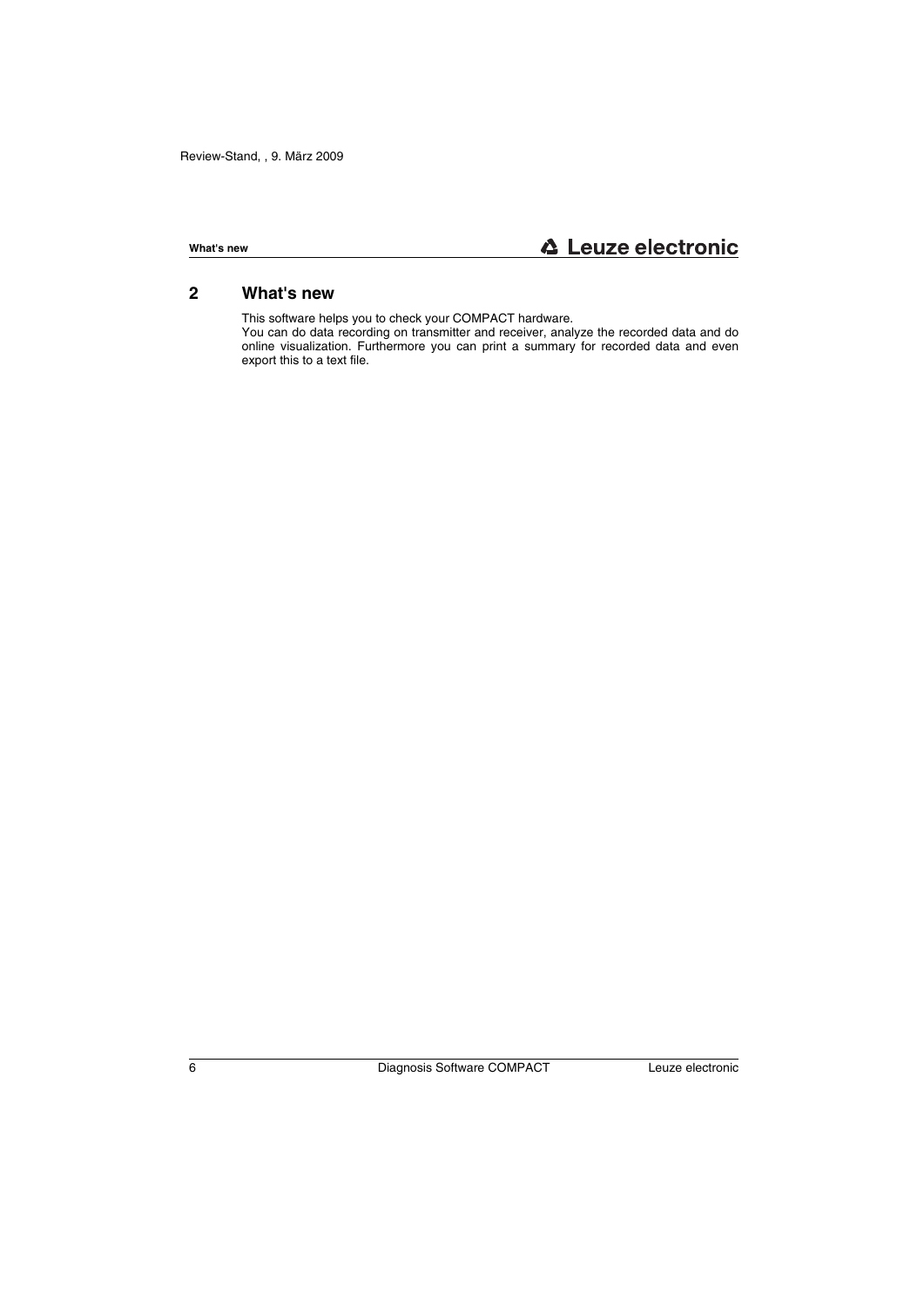## 2 What's new

This software helps you to check your COMPACT hardware.
You can do data recording on transmitter and receiver, analyze the recorded data and do online visualization. Furthermore you can print a summary for recorded data and even export this to a text file.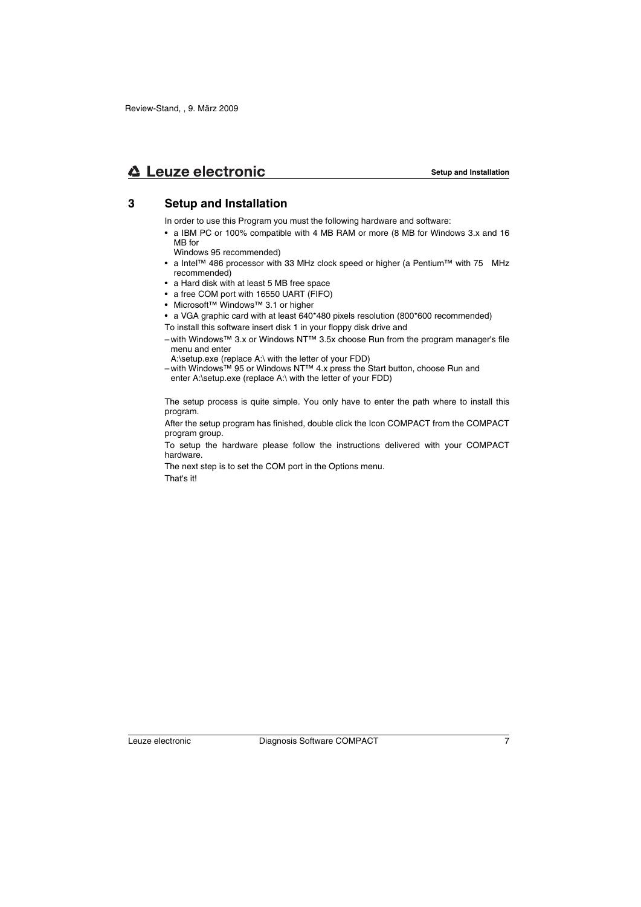# 3 Setup and Installation

In order to use this Program you must the following hardware and software:

- a IBM PC or 100% compatible with 4 MB RAM or more (8 MB for Windows 3.x and 16 MB for Windows 95 recommended)
- a Intel™ 486 processor with 33 MHz clock speed or higher (a Pentium™ with 75 MHz recommended)
- a Hard disk with at least 5 MB free space
- a free COM port with 16550 UART (FIFO)
- Microsoft™ Windows™ 3.1 or higher
- a VGA graphic card with at least 640*480 pixels resolution (800*600 recommended)

To install this software insert disk 1 in your floppy disk drive and

- with Windows™ 3.x or Windows NT™ 3.5x choose Run from the program manager's file menu and enter A:\setup.exe (replace A:\ with the letter of your FDD)
- with Windows™ 95 or Windows NT™ 4.x press the Start button, choose Run and enter A:\setup.exe (replace A:\ with the letter of your FDD)

The setup process is quite simple. You only have to enter the path where to install this program.

After the setup program has finished, double click the Icon COMPACT from the COMPACT program group.

To setup the hardware please follow the instructions delivered with your COMPACT hardware.

The next step is to set the COM port in the Options menu.

That's it!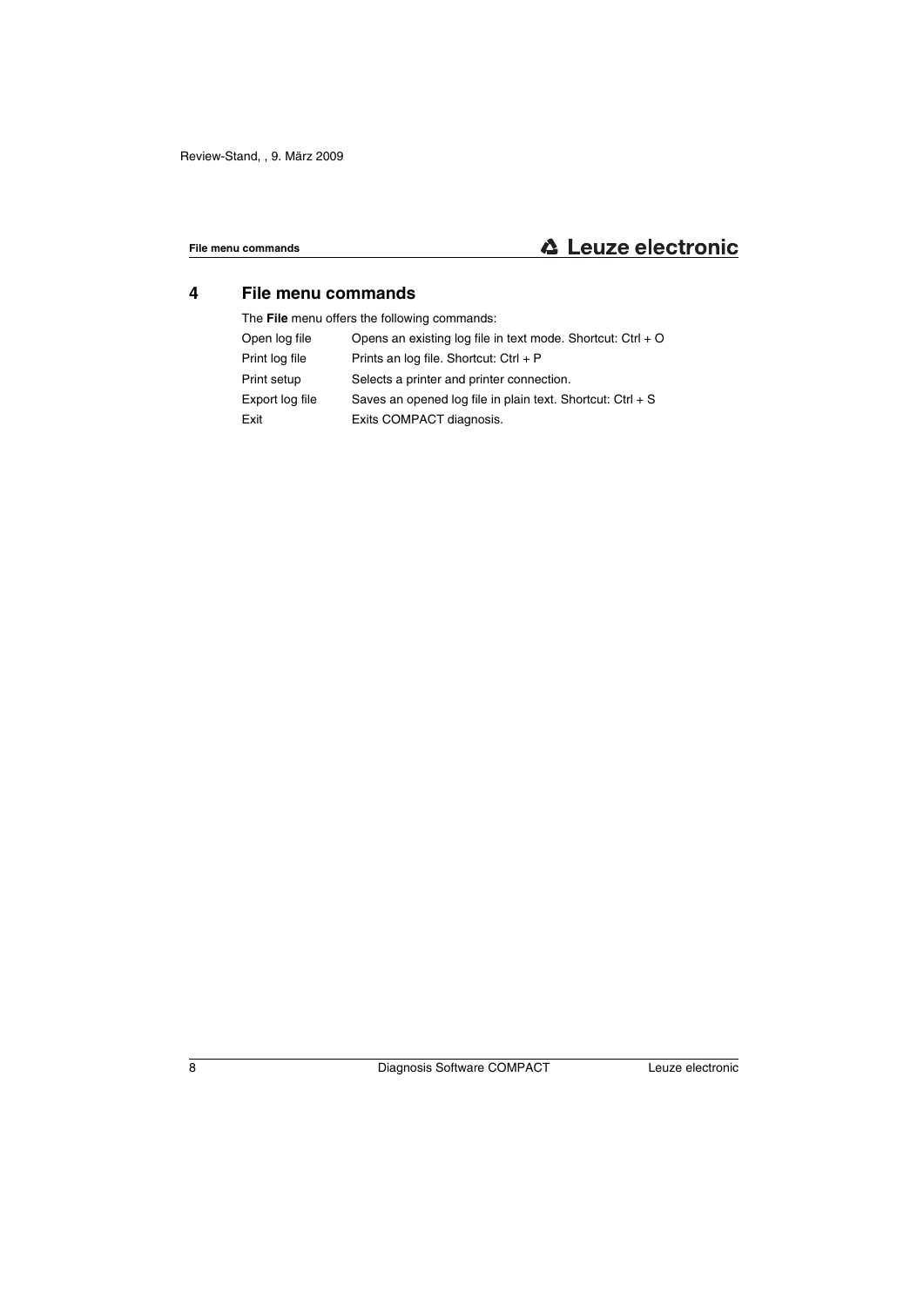# 4 File menu commands

The **File** menu offers the following commands:

| | |
|---|---|
| Open log file | Opens an existing log file in text mode. Shortcut: Ctrl + O |
| Print log file | Prints an log file. Shortcut: Ctrl + P |
| Print setup | Selects a printer and printer connection. |
| Export log file | Saves an opened log file in plain text. Shortcut: Ctrl + S |
| Exit | Exits COMPACT diagnosis. |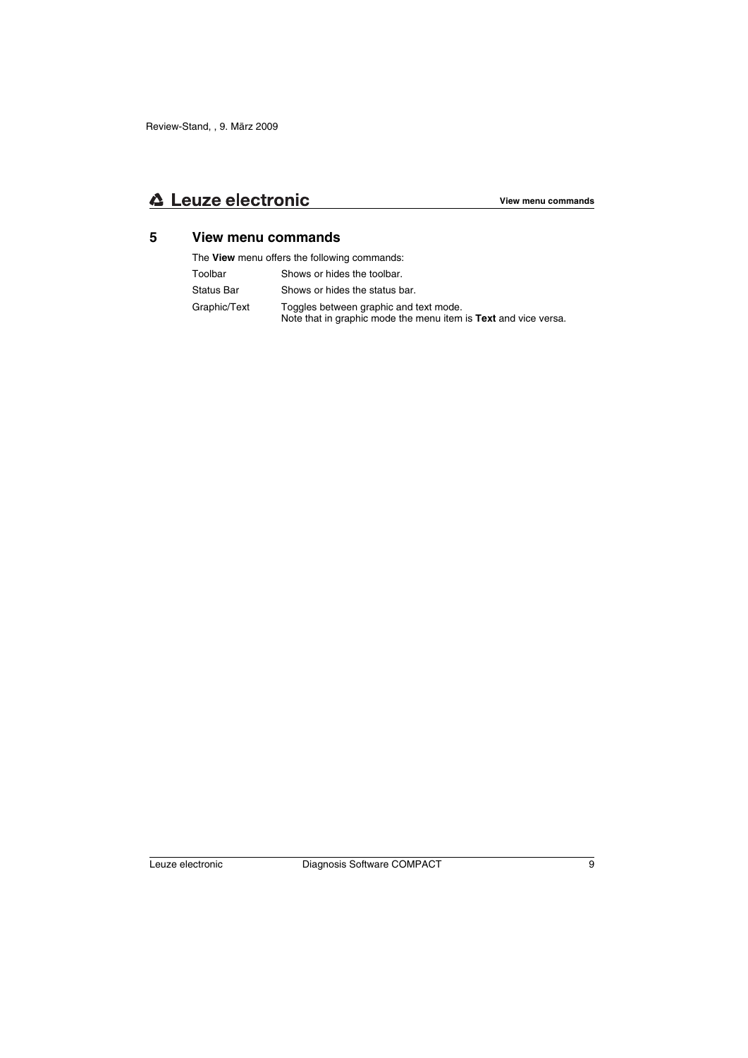# 5 View menu commands

The **View** menu offers the following commands:

| | |
|---|---|
| Toolbar | Shows or hides the toolbar. |
| Status Bar | Shows or hides the status bar. |
| Graphic/Text | Toggles between graphic and text mode.<br>Note that in graphic mode the menu item is **Text** and vice versa. |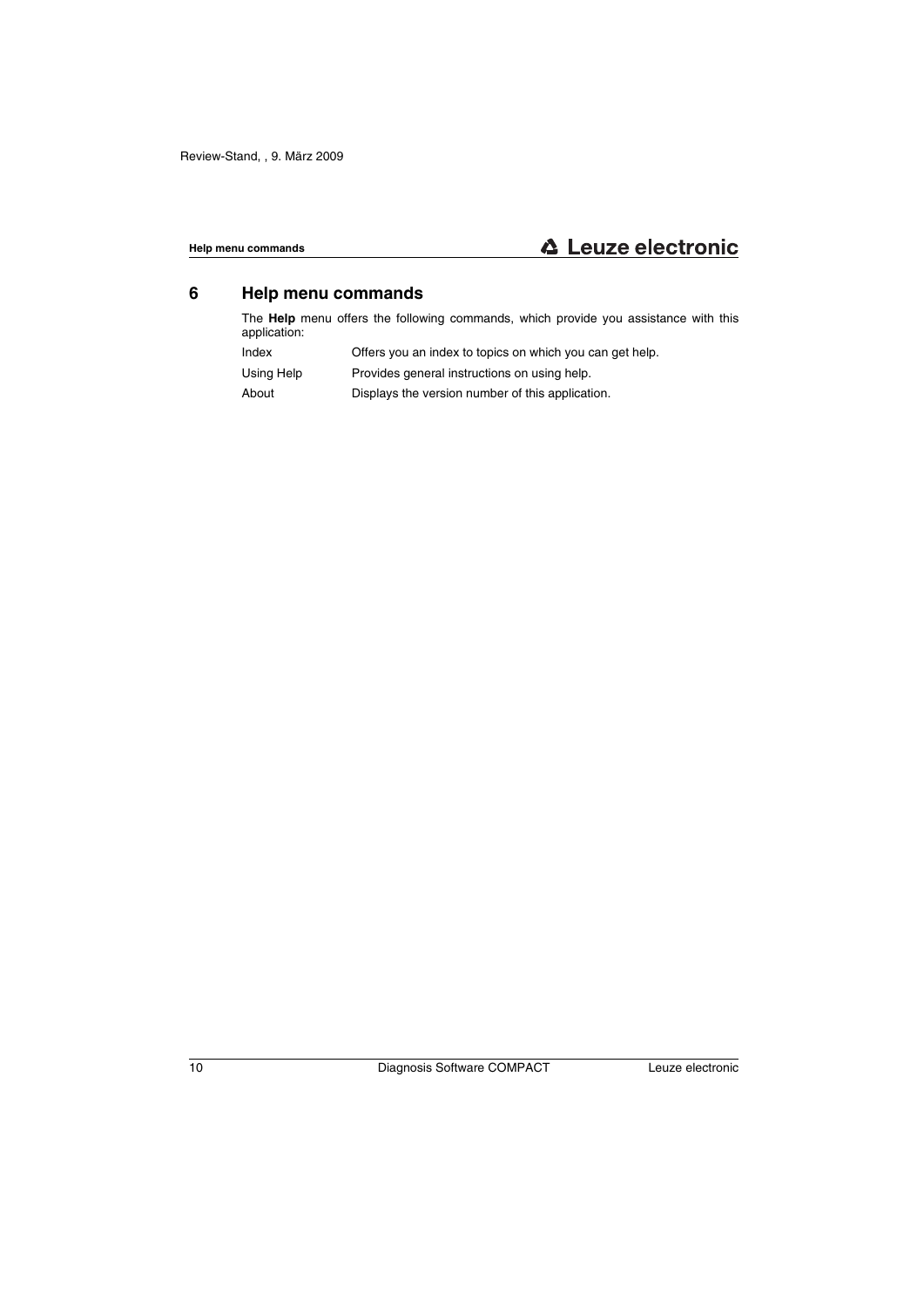# 6 Help menu commands

The **Help** menu offers the following commands, which provide you assistance with this application:

| | |
|---|---|
| Index | Offers you an index to topics on which you can get help. |
| Using Help | Provides general instructions on using help. |
| About | Displays the version number of this application. |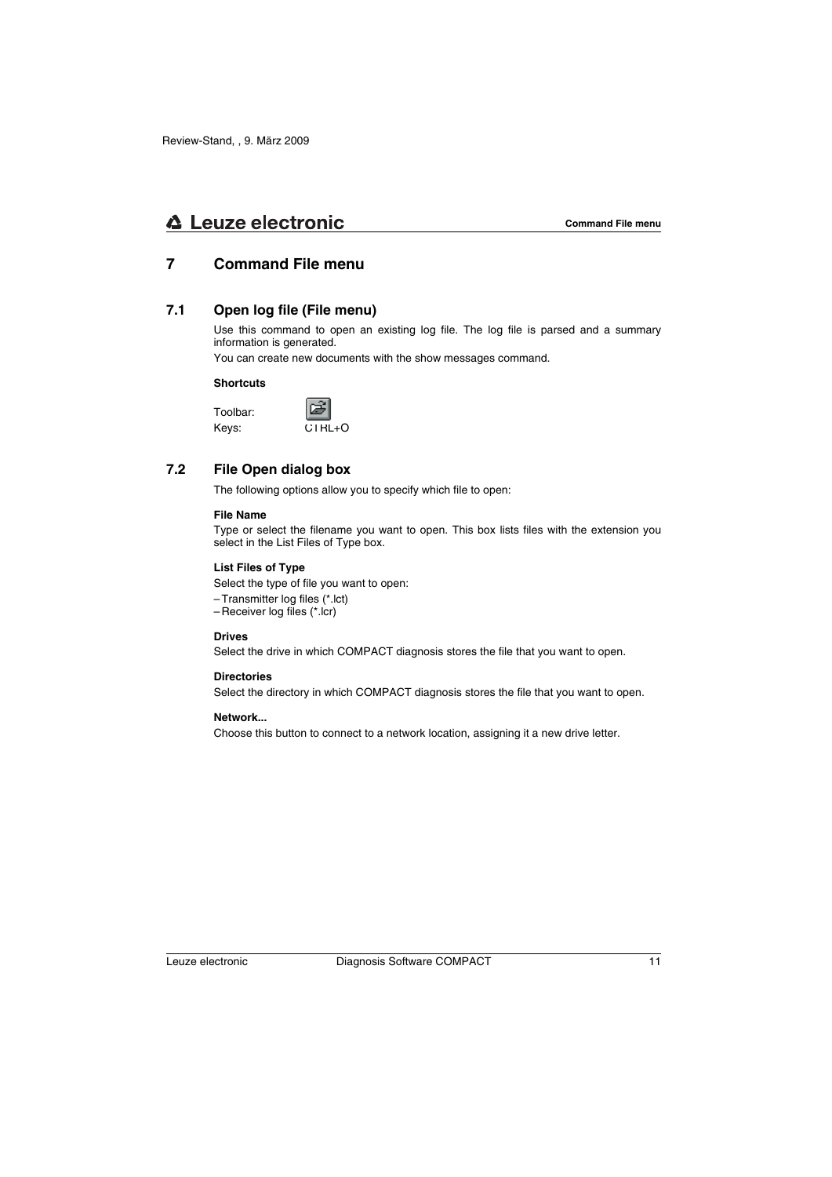# 7 Command File menu

## 7.1 Open log file (File menu)

Use this command to open an existing log file. The log file is parsed and a summary information is generated.

You can create new documents with the show messages command.

**Shortcuts**

Toolbar:

Keys: CTRL+O

## 7.2 File Open dialog box

The following options allow you to specify which file to open:

**File Name**

Type or select the filename you want to open. This box lists files with the extension you select in the List Files of Type box.

**List Files of Type**

Select the type of file you want to open:

- Transmitter log files (*.lct)
- Receiver log files (*.lcr)

**Drives**

Select the drive in which COMPACT diagnosis stores the file that you want to open.

**Directories**

Select the directory in which COMPACT diagnosis stores the file that you want to open.

**Network...**

Choose this button to connect to a network location, assigning it a new drive letter.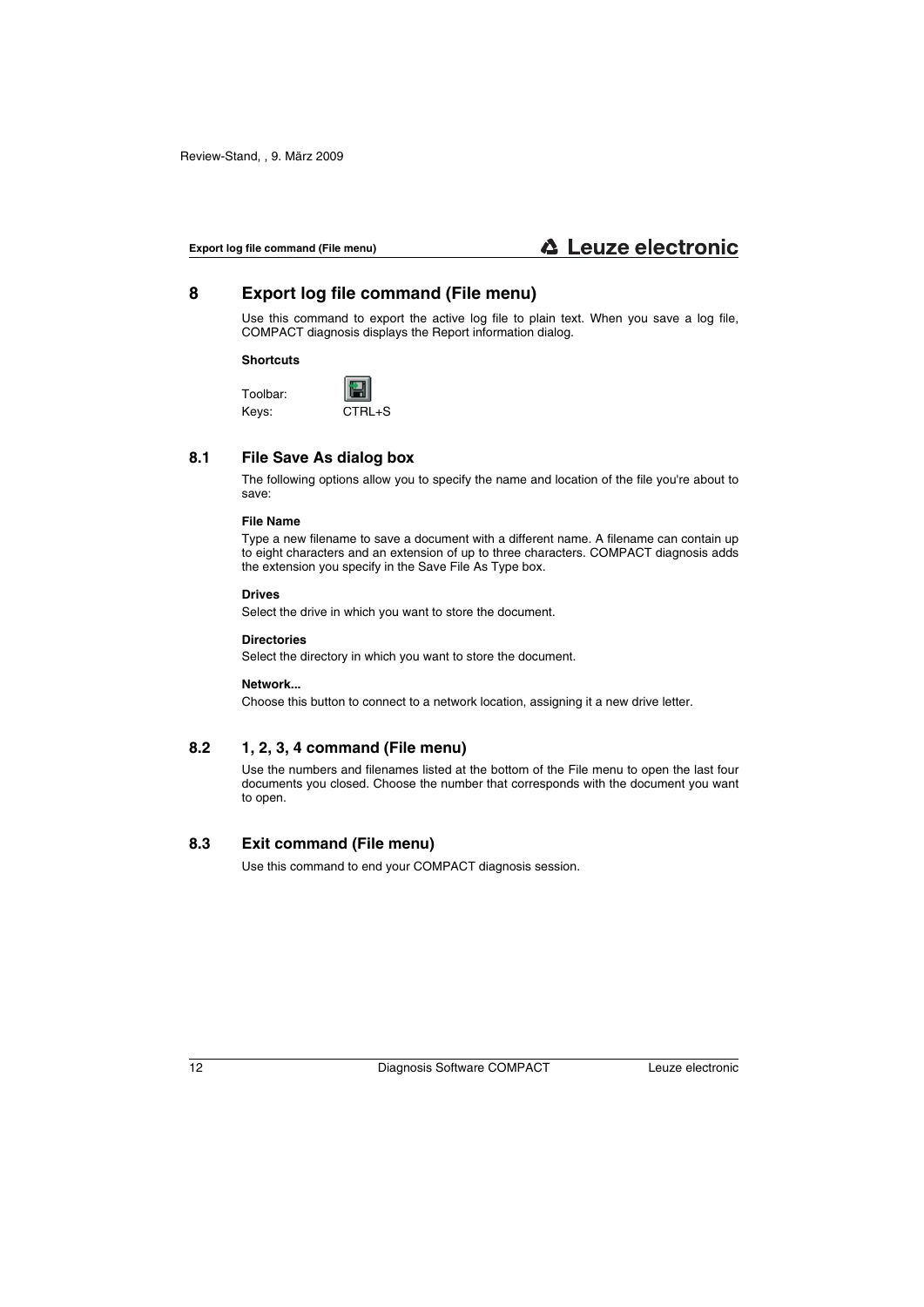# 8 Export log file command (File menu)

Use this command to export the active log file to plain text. When you save a log file, COMPACT diagnosis displays the Report information dialog.

**Shortcuts**

Toolbar:

Keys: CTRL+S

## 8.1 File Save As dialog box

The following options allow you to specify the name and location of the file you're about to save:

**File Name**

Type a new filename to save a document with a different name. A filename can contain up to eight characters and an extension of up to three characters. COMPACT diagnosis adds the extension you specify in the Save File As Type box.

**Drives**

Select the drive in which you want to store the document.

**Directories**

Select the directory in which you want to store the document.

**Network...**

Choose this button to connect to a network location, assigning it a new drive letter.

## 8.2 1, 2, 3, 4 command (File menu)

Use the numbers and filenames listed at the bottom of the File menu to open the last four documents you closed. Choose the number that corresponds with the document you want to open.

## 8.3 Exit command (File menu)

Use this command to end your COMPACT diagnosis session.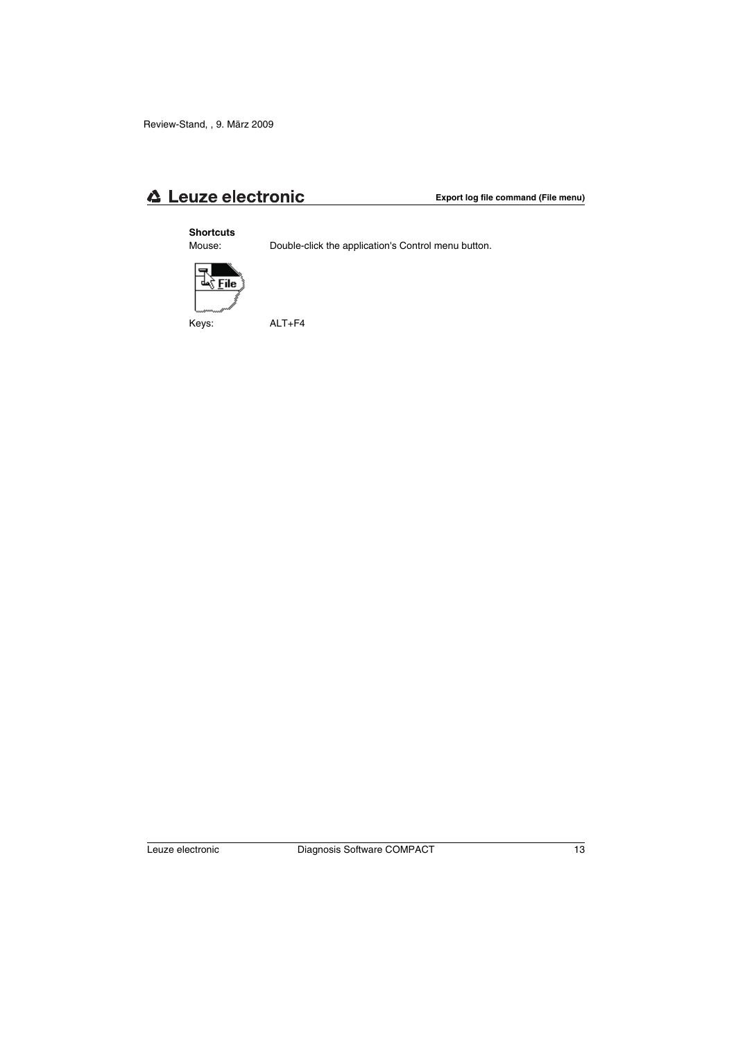**Shortcuts**

Mouse: Double-click the application's Control menu button.

Keys: ALT+F4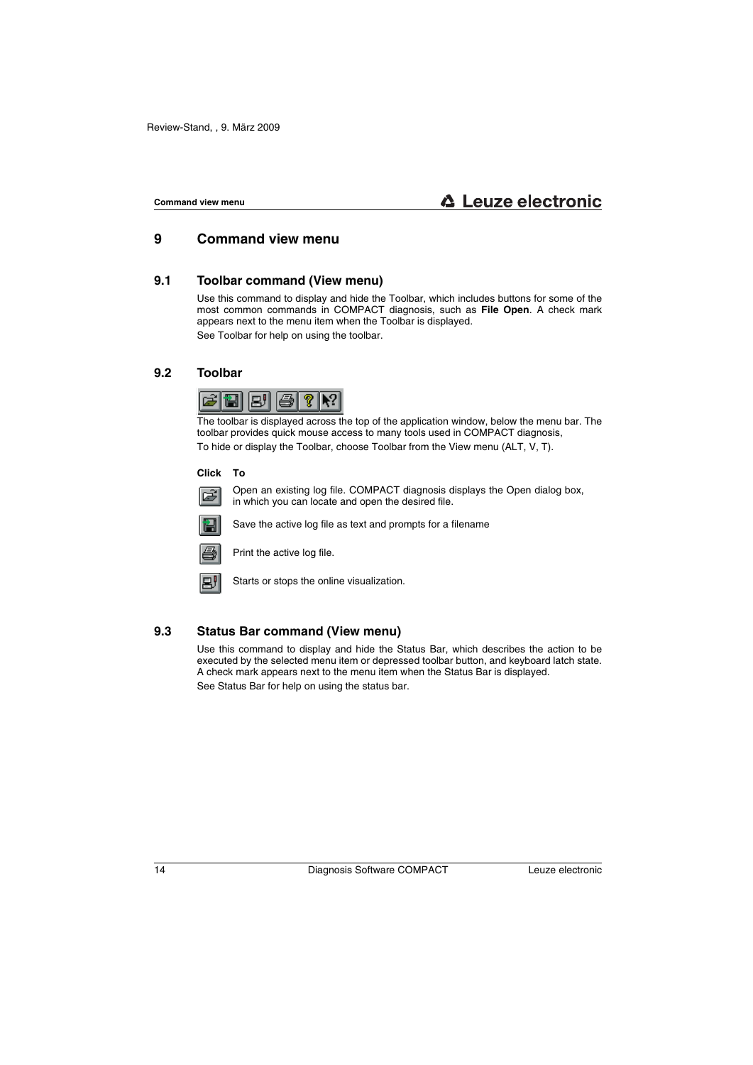# 9 Command view menu

## 9.1 Toolbar command (View menu)

Use this command to display and hide the Toolbar, which includes buttons for some of the most common commands in COMPACT diagnosis, such as **File Open**. A check mark appears next to the menu item when the Toolbar is displayed.

See Toolbar for help on using the toolbar.

## 9.2 Toolbar

The toolbar is displayed across the top of the application window, below the menu bar. The toolbar provides quick mouse access to many tools used in COMPACT diagnosis,

To hide or display the Toolbar, choose Toolbar from the View menu (ALT, V, T).

| Click | To |
| --- | --- |
| | Open an existing log file. COMPACT diagnosis displays the Open dialog box, in which you can locate and open the desired file. |
| | Save the active log file as text and prompts for a filename |
| | Print the active log file. |
| | Starts or stops the online visualization. |

## 9.3 Status Bar command (View menu)

Use this command to display and hide the Status Bar, which describes the action to be executed by the selected menu item or depressed toolbar button, and keyboard latch state. A check mark appears next to the menu item when the Status Bar is displayed.

See Status Bar for help on using the status bar.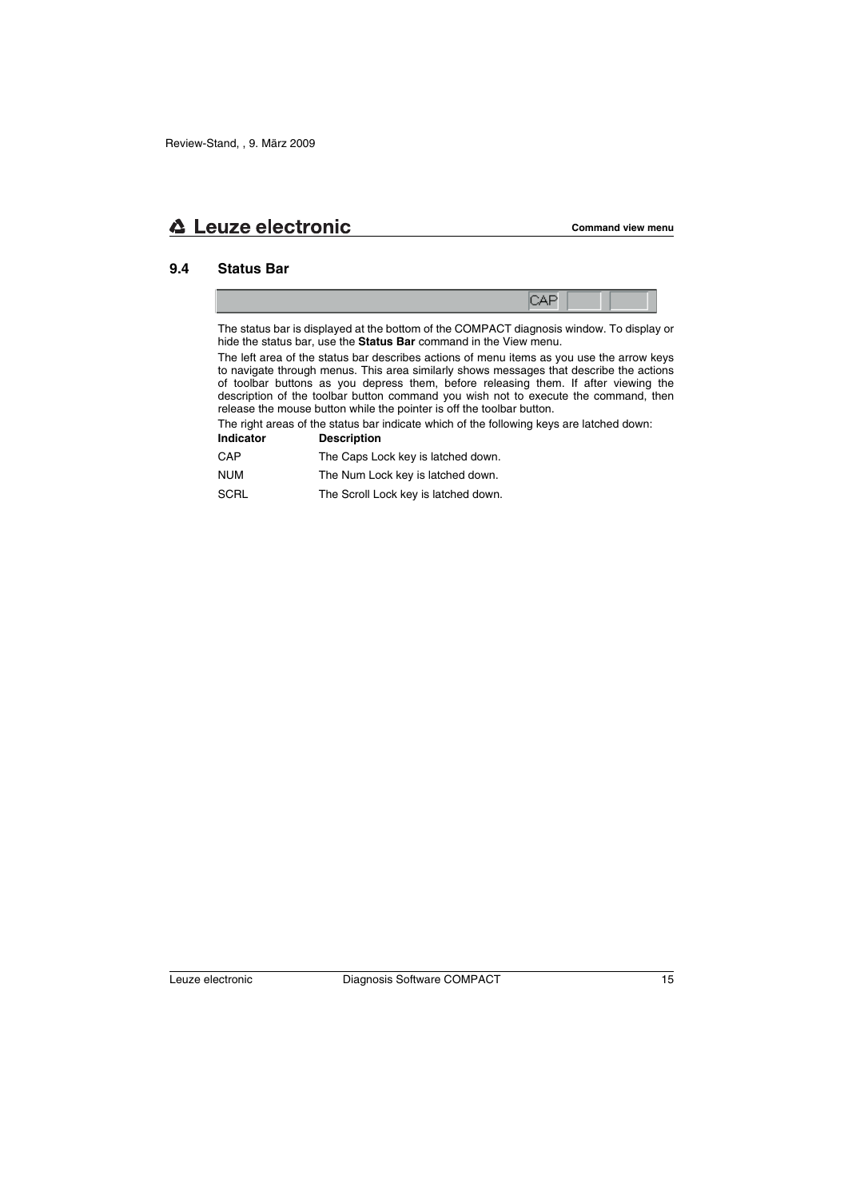## 9.4 Status Bar

The status bar is displayed at the bottom of the COMPACT diagnosis window. To display or hide the status bar, use the **Status Bar** command in the View menu.

The left area of the status bar describes actions of menu items as you use the arrow keys to navigate through menus. This area similarly shows messages that describe the actions of toolbar buttons as you depress them, before releasing them. If after viewing the description of the toolbar button command you wish not to execute the command, then release the mouse button while the pointer is off the toolbar button.

The right areas of the status bar indicate which of the following keys are latched down:

| Indicator | Description |
|---|---|
| CAP | The Caps Lock key is latched down. |
| NUM | The Num Lock key is latched down. |
| SCRL | The Scroll Lock key is latched down. |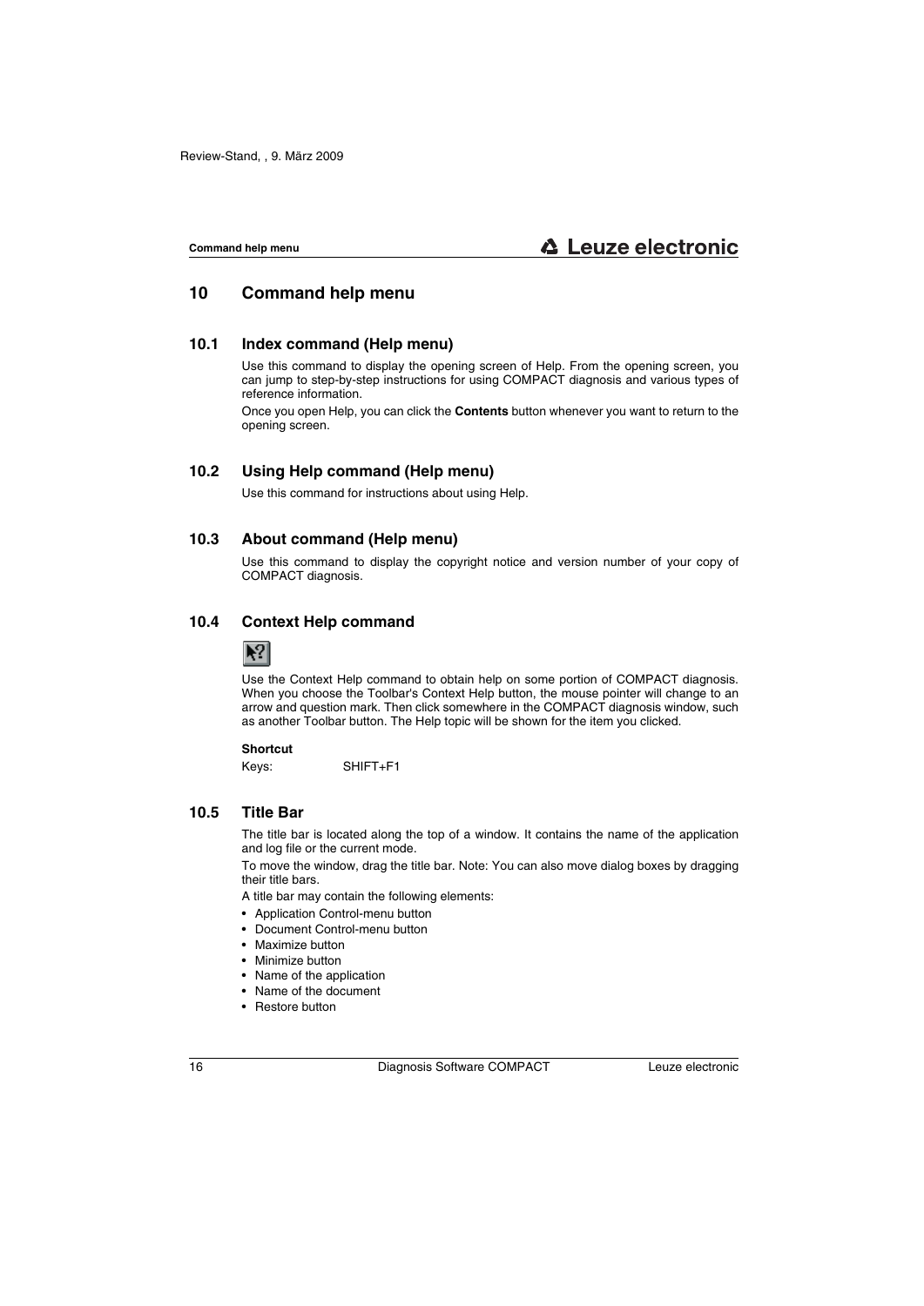# 10 Command help menu

## 10.1 Index command (Help menu)

Use this command to display the opening screen of Help. From the opening screen, you can jump to step-by-step instructions for using COMPACT diagnosis and various types of reference information.

Once you open Help, you can click the **Contents** button whenever you want to return to the opening screen.

## 10.2 Using Help command (Help menu)

Use this command for instructions about using Help.

## 10.3 About command (Help menu)

Use this command to display the copyright notice and version number of your copy of COMPACT diagnosis.

## 10.4 Context Help command

Use the Context Help command to obtain help on some portion of COMPACT diagnosis. When you choose the Toolbar's Context Help button, the mouse pointer will change to an arrow and question mark. Then click somewhere in the COMPACT diagnosis window, such as another Toolbar button. The Help topic will be shown for the item you clicked.

**Shortcut**

Keys: SHIFT+F1

## 10.5 Title Bar

The title bar is located along the top of a window. It contains the name of the application and log file or the current mode.

To move the window, drag the title bar. Note: You can also move dialog boxes by dragging their title bars.

A title bar may contain the following elements:

- Application Control-menu button
- Document Control-menu button
- Maximize button
- Minimize button
- Name of the application
- Name of the document
- Restore button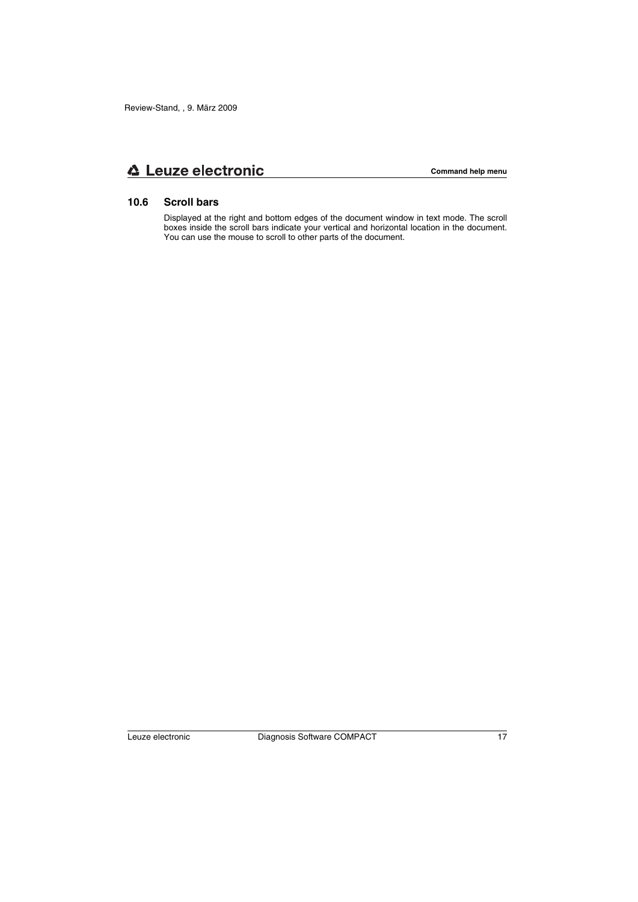## 10.6 Scroll bars

Displayed at the right and bottom edges of the document window in text mode. The scroll boxes inside the scroll bars indicate your vertical and horizontal location in the document. You can use the mouse to scroll to other parts of the document.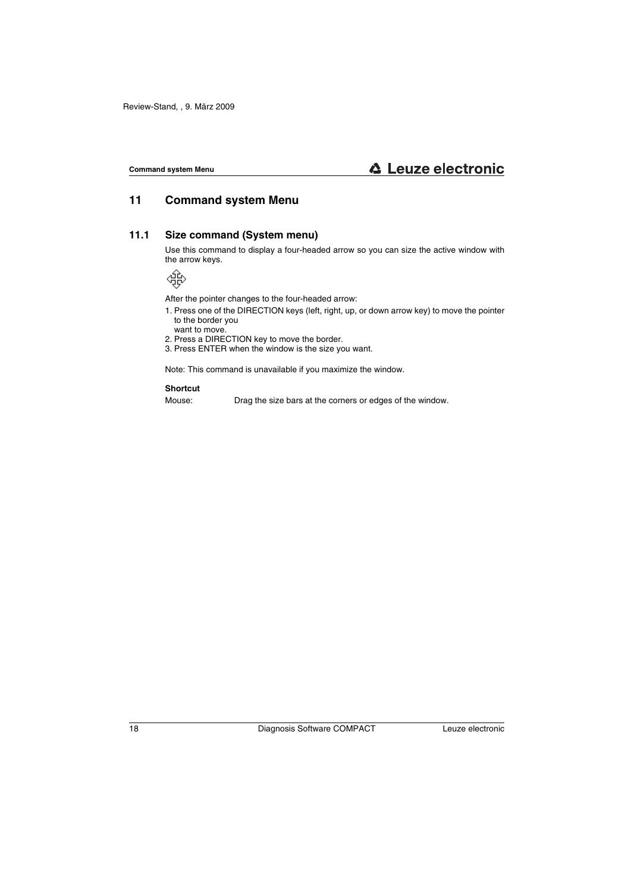# 11 Command system Menu

## 11.1 Size command (System menu)

Use this command to display a four-headed arrow so you can size the active window with the arrow keys.

After the pointer changes to the four-headed arrow:

1. Press one of the DIRECTION keys (left, right, up, or down arrow key) to move the pointer to the border you want to move.
2. Press a DIRECTION key to move the border.
3. Press ENTER when the window is the size you want.

Note: This command is unavailable if you maximize the window.

**Shortcut**

Mouse: Drag the size bars at the corners or edges of the window.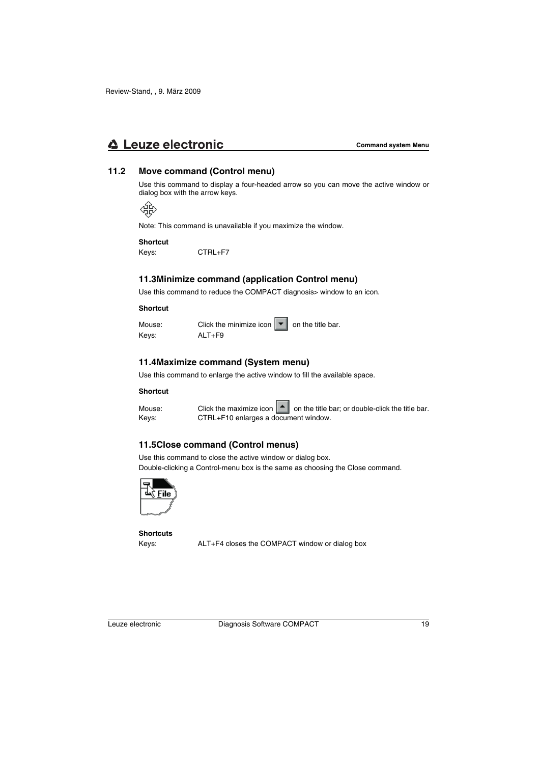## 11.2 Move command (Control menu)

Use this command to display a four-headed arrow so you can move the active window or dialog box with the arrow keys.

Note: This command is unavailable if you maximize the window.

**Shortcut**

Keys: CTRL+F7

## 11.3Minimize command (application Control menu)

Use this command to reduce the COMPACT diagnosis> window to an icon.

**Shortcut**

Mouse: Click the minimize icon on the title bar.

Keys: ALT+F9

## 11.4Maximize command (System menu)

Use this command to enlarge the active window to fill the available space.

**Shortcut**

Mouse: Click the maximize icon on the title bar; or double-click the title bar.

Keys: CTRL+F10 enlarges a document window.

## 11.5Close command (Control menus)

Use this command to close the active window or dialog box.

Double-clicking a Control-menu box is the same as choosing the Close command.

**Shortcuts**

Keys: ALT+F4 closes the COMPACT window or dialog box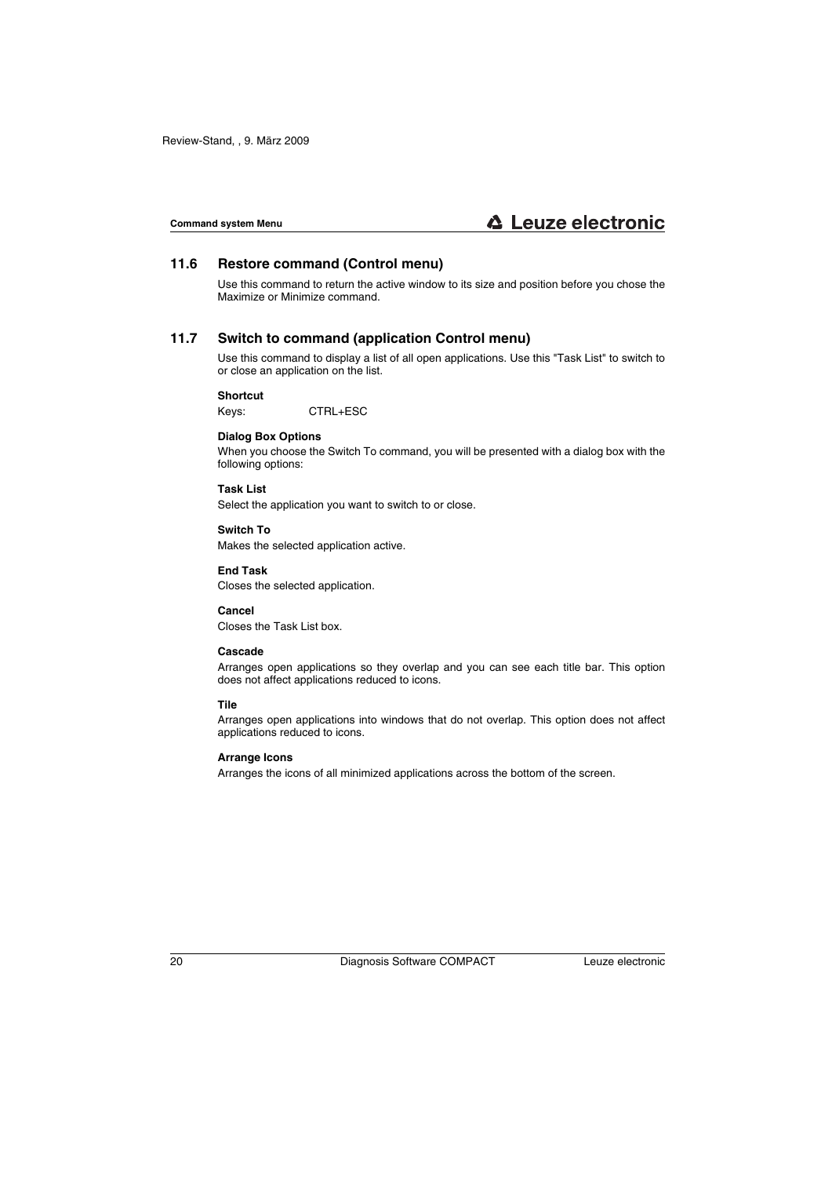## 11.6 Restore command (Control menu)

Use this command to return the active window to its size and position before you chose the Maximize or Minimize command.

## 11.7 Switch to command (application Control menu)

Use this command to display a list of all open applications. Use this "Task List" to switch to or close an application on the list.

**Shortcut**

Keys: CTRL+ESC

**Dialog Box Options**

When you choose the Switch To command, you will be presented with a dialog box with the following options:

**Task List**

Select the application you want to switch to or close.

**Switch To**

Makes the selected application active.

**End Task**

Closes the selected application.

**Cancel**

Closes the Task List box.

**Cascade**

Arranges open applications so they overlap and you can see each title bar. This option does not affect applications reduced to icons.

**Tile**

Arranges open applications into windows that do not overlap. This option does not affect applications reduced to icons.

**Arrange Icons**

Arranges the icons of all minimized applications across the bottom of the screen.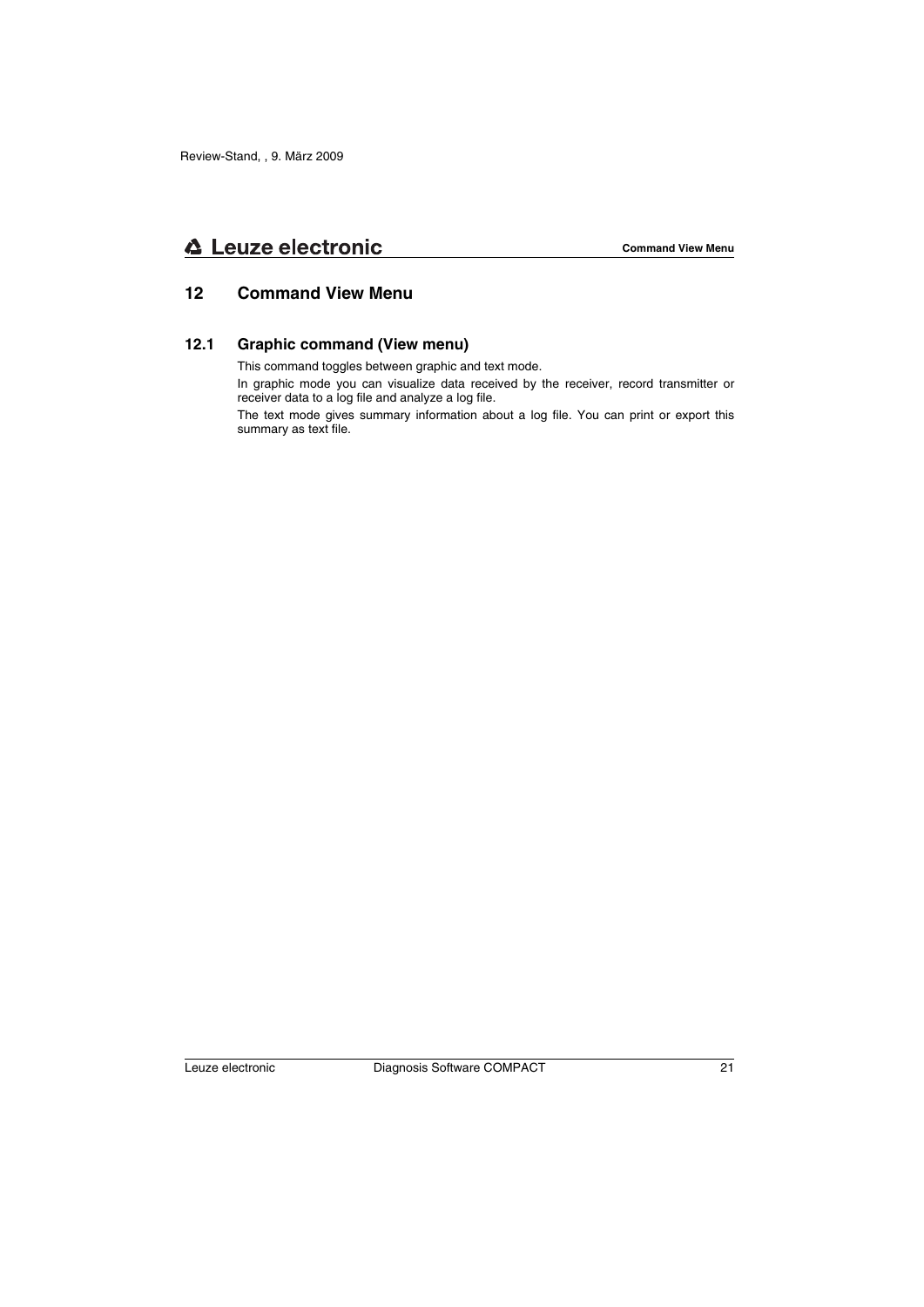# 12 Command View Menu

## 12.1 Graphic command (View menu)

This command toggles between graphic and text mode.

In graphic mode you can visualize data received by the receiver, record transmitter or receiver data to a log file and analyze a log file.

The text mode gives summary information about a log file. You can print or export this summary as text file.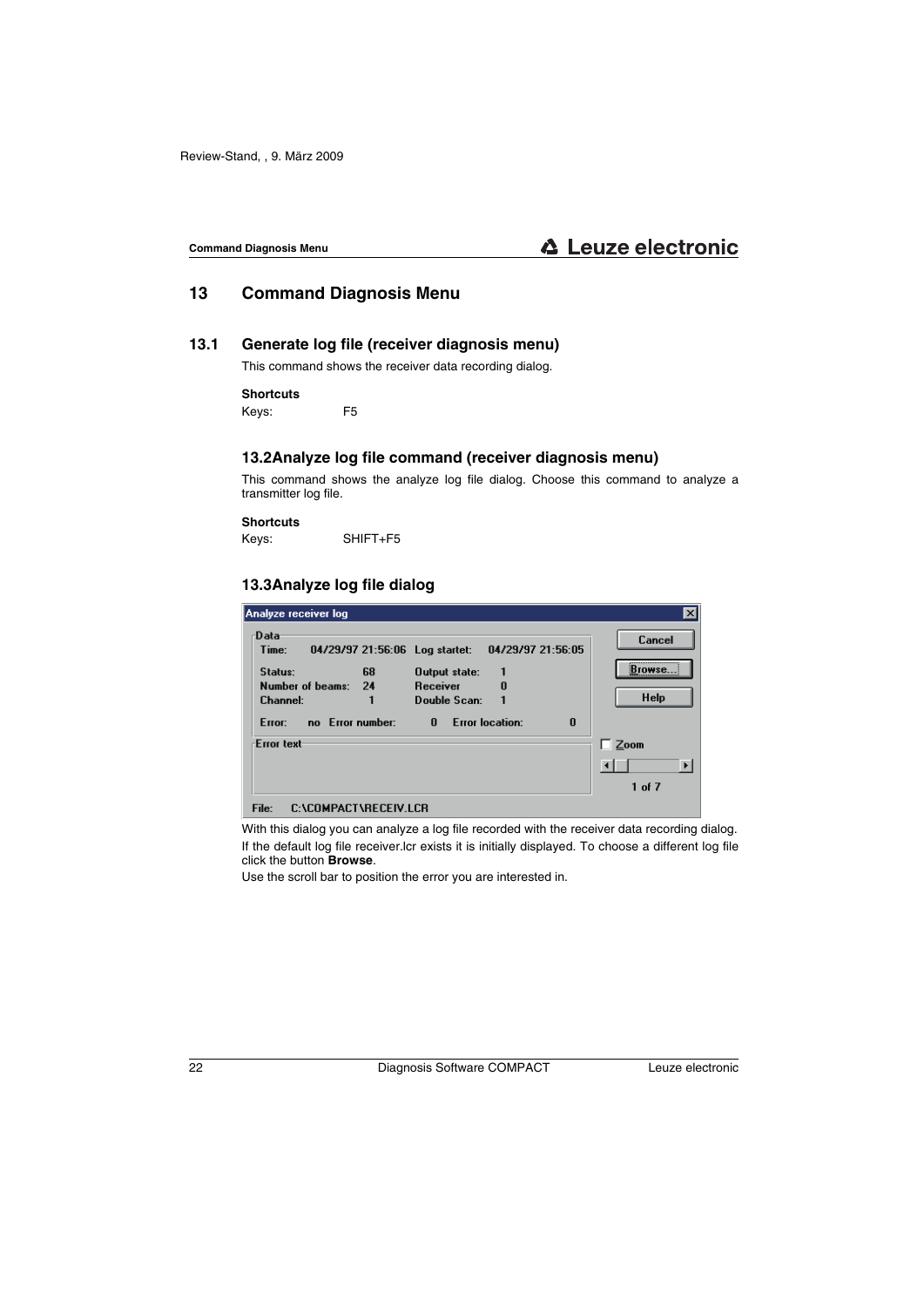# 13 Command Diagnosis Menu

## 13.1 Generate log file (receiver diagnosis menu)

This command shows the receiver data recording dialog.

**Shortcuts**

Keys: F5

## 13.2Analyze log file command (receiver diagnosis menu)

This command shows the analyze log file dialog. Choose this command to analyze a transmitter log file.

**Shortcuts**

Keys: SHIFT+F5

## 13.3Analyze log file dialog

Analyze receiver log

Data

Time: 04/29/97 21:56:06 Log startet: 04/29/97 21:56:05

Status: 68 Output state: 1

Number of beams: 24 Receiver 0

Channel: 1 Double Scan: 1

Error: no Error number: 0 Error location: 0

Error text

File: C:\COMPACT\RECEIV.LCR

Cancel | Browse... | Help | Zoom | 1 of 7

With this dialog you can analyze a log file recorded with the receiver data recording dialog.

If the default log file receiver.lcr exists it is initially displayed. To choose a different log file click the button **Browse**.

Use the scroll bar to position the error you are interested in.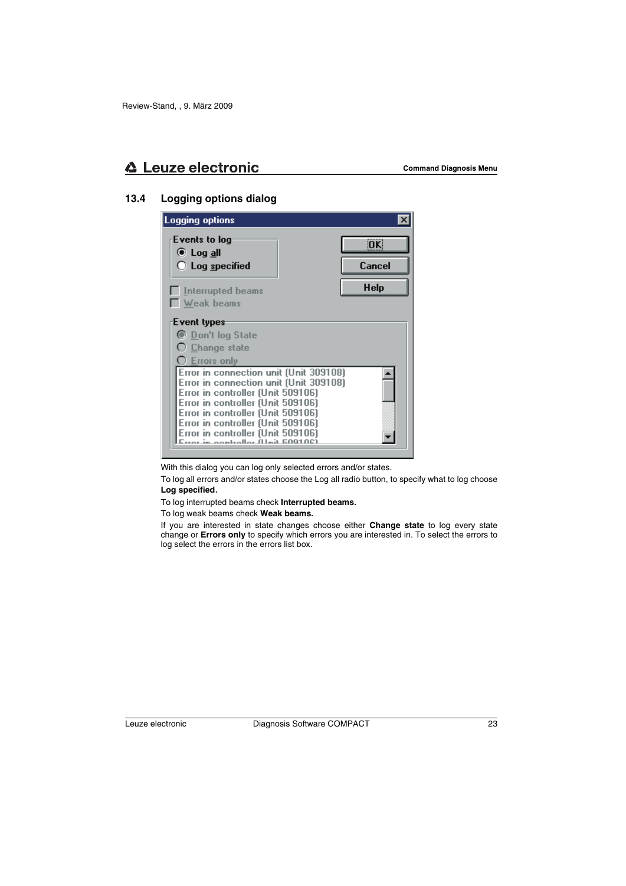## 13.4 Logging options dialog

With this dialog you can log only selected errors and/or states.

To log all errors and/or states choose the Log all radio button, to specify what to log choose **Log specified.**

To log interrupted beams check **Interrupted beams.**

To log weak beams check **Weak beams.**

If you are interested in state changes choose either **Change state** to log every state change or **Errors only** to specify which errors you are interested in. To select the errors to log select the errors in the errors list box.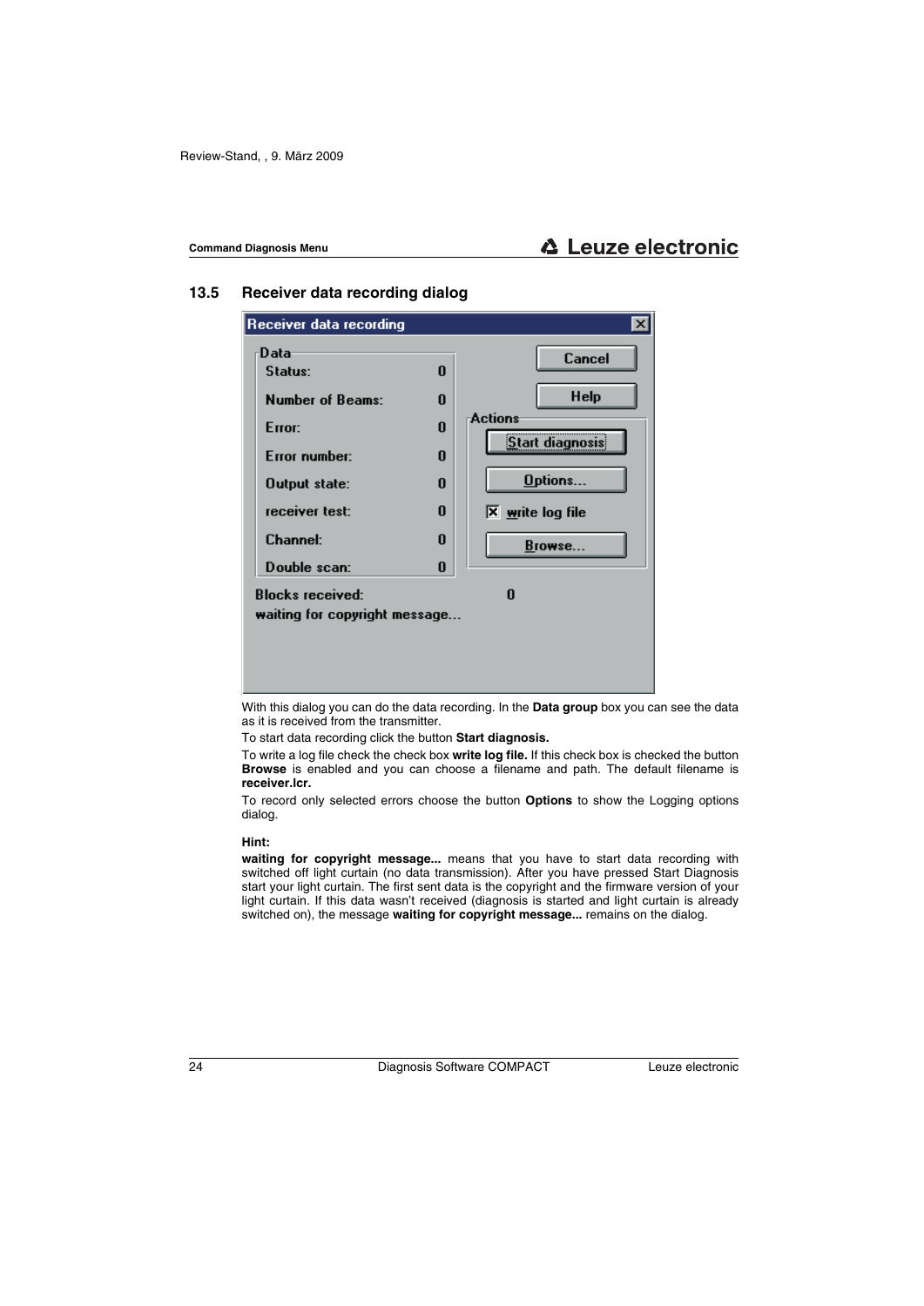## 13.5 Receiver data recording dialog

With this dialog you can do the data recording. In the **Data group** box you can see the data as it is received from the transmitter.

To start data recording click the button **Start diagnosis.**

To write a log file check the check box **write log file.** If this check box is checked the button **Browse** is enabled and you can choose a filename and path. The default filename is **receiver.lcr.**

To record only selected errors choose the button **Options** to show the Logging options dialog.

**Hint:**

**waiting for copyright message...** means that you have to start data recording with switched off light curtain (no data transmission). After you have pressed Start Diagnosis start your light curtain. The first sent data is the copyright and the firmware version of your light curtain. If this data wasn't received (diagnosis is started and light curtain is already switched on), the message **waiting for copyright message...** remains on the dialog.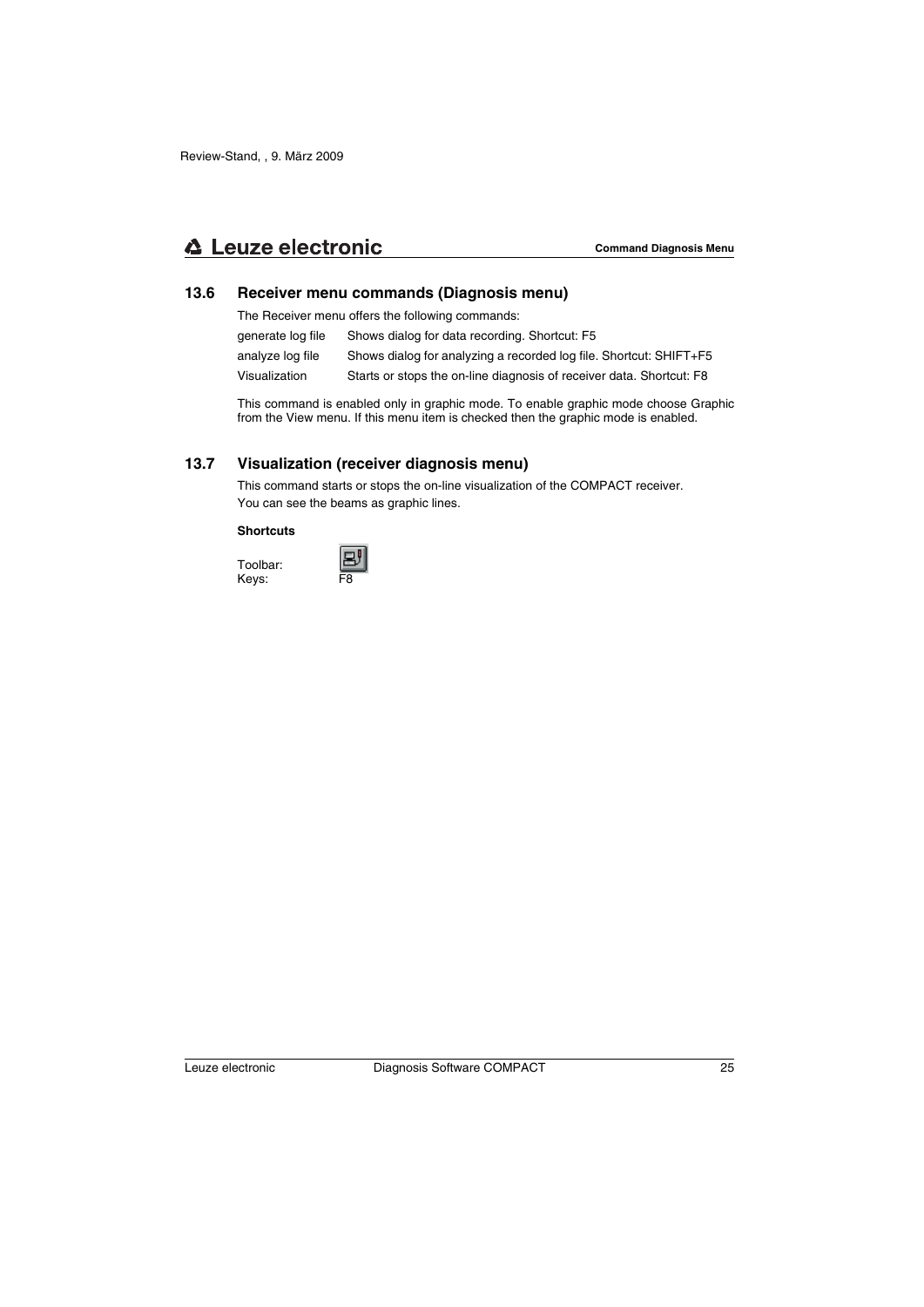## 13.6 Receiver menu commands (Diagnosis menu)

The Receiver menu offers the following commands:

| | |
|---|---|
| generate log file | Shows dialog for data recording. Shortcut: F5 |
| analyze log file | Shows dialog for analyzing a recorded log file. Shortcut: SHIFT+F5 |
| Visualization | Starts or stops the on-line diagnosis of receiver data. Shortcut: F8 |

This command is enabled only in graphic mode. To enable graphic mode choose Graphic from the View menu. If this menu item is checked then the graphic mode is enabled.

## 13.7 Visualization (receiver diagnosis menu)

This command starts or stops the on-line visualization of the COMPACT receiver.
You can see the beams as graphic lines.

**Shortcuts**

Toolbar:
Keys: F8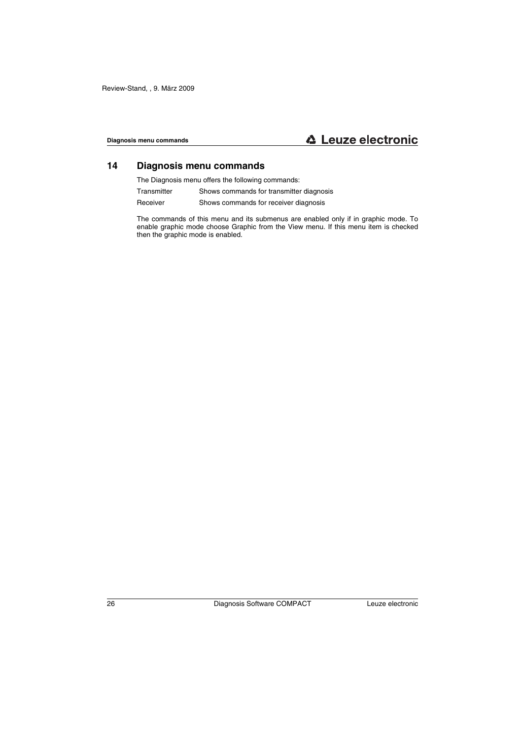# 14 Diagnosis menu commands

The Diagnosis menu offers the following commands:

| | |
|---|---|
| Transmitter | Shows commands for transmitter diagnosis |
| Receiver | Shows commands for receiver diagnosis |

The commands of this menu and its submenus are enabled only if in graphic mode. To enable graphic mode choose Graphic from the View menu. If this menu item is checked then the graphic mode is enabled.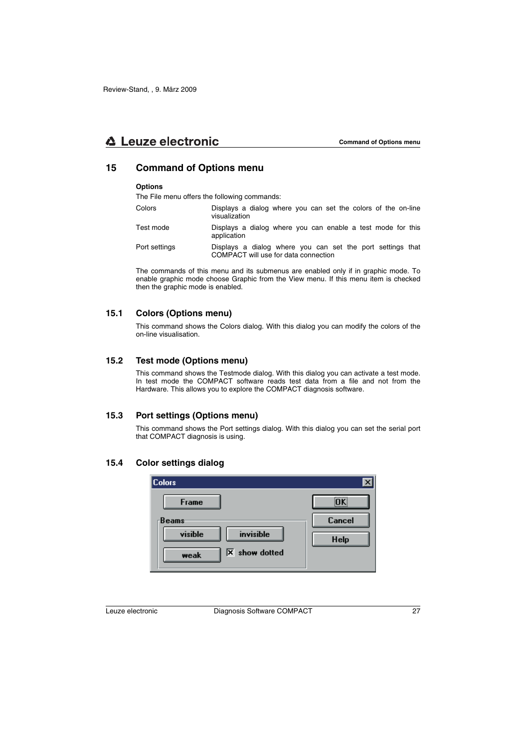Review-Stand, , 9. März 2009

# 15 Command of Options menu

**Options**

The File menu offers the following commands:

| | |
|---|---|
| Colors | Displays a dialog where you can set the colors of the on-line visualization |
| Test mode | Displays a dialog where you can enable a test mode for this application |
| Port settings | Displays a dialog where you can set the port settings that COMPACT will use for data connection |

The commands of this menu and its submenus are enabled only if in graphic mode. To enable graphic mode choose Graphic from the View menu. If this menu item is checked then the graphic mode is enabled.

## 15.1 Colors (Options menu)

This command shows the Colors dialog. With this dialog you can modify the colors of the on-line visualisation.

## 15.2 Test mode (Options menu)

This command shows the Testmode dialog. With this dialog you can activate a test mode. In test mode the COMPACT software reads test data from a file and not from the Hardware. This allows you to explore the COMPACT diagnosis software.

## 15.3 Port settings (Options menu)

This command shows the Port settings dialog. With this dialog you can set the serial port that COMPACT diagnosis is using.

## 15.4 Color settings dialog

Colors

Frame | OK | Cancel | Help

Beams: visible | invisible | weak | ☒ show dotted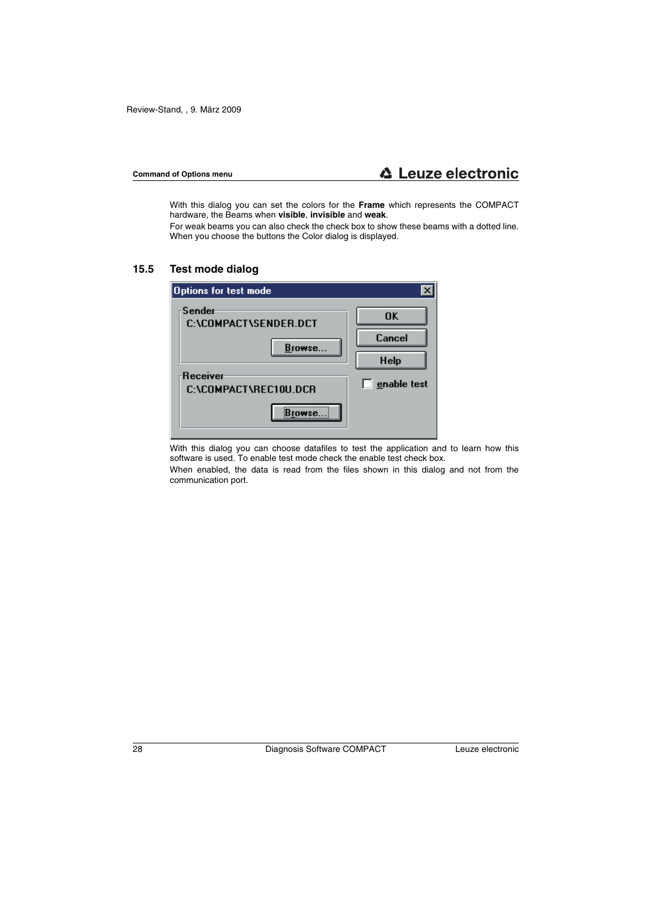With this dialog you can set the colors for the **Frame** which represents the COMPACT hardware, the Beams when **visible**, **invisible** and **weak**.

For weak beams you can also check the check box to show these beams with a dotted line. When you choose the buttons the Color dialog is displayed.

## 15.5 Test mode dialog

With this dialog you can choose datafiles to test the application and to learn how this software is used. To enable test mode check the enable test check box.

When enabled, the data is read from the files shown in this dialog and not from the communication port.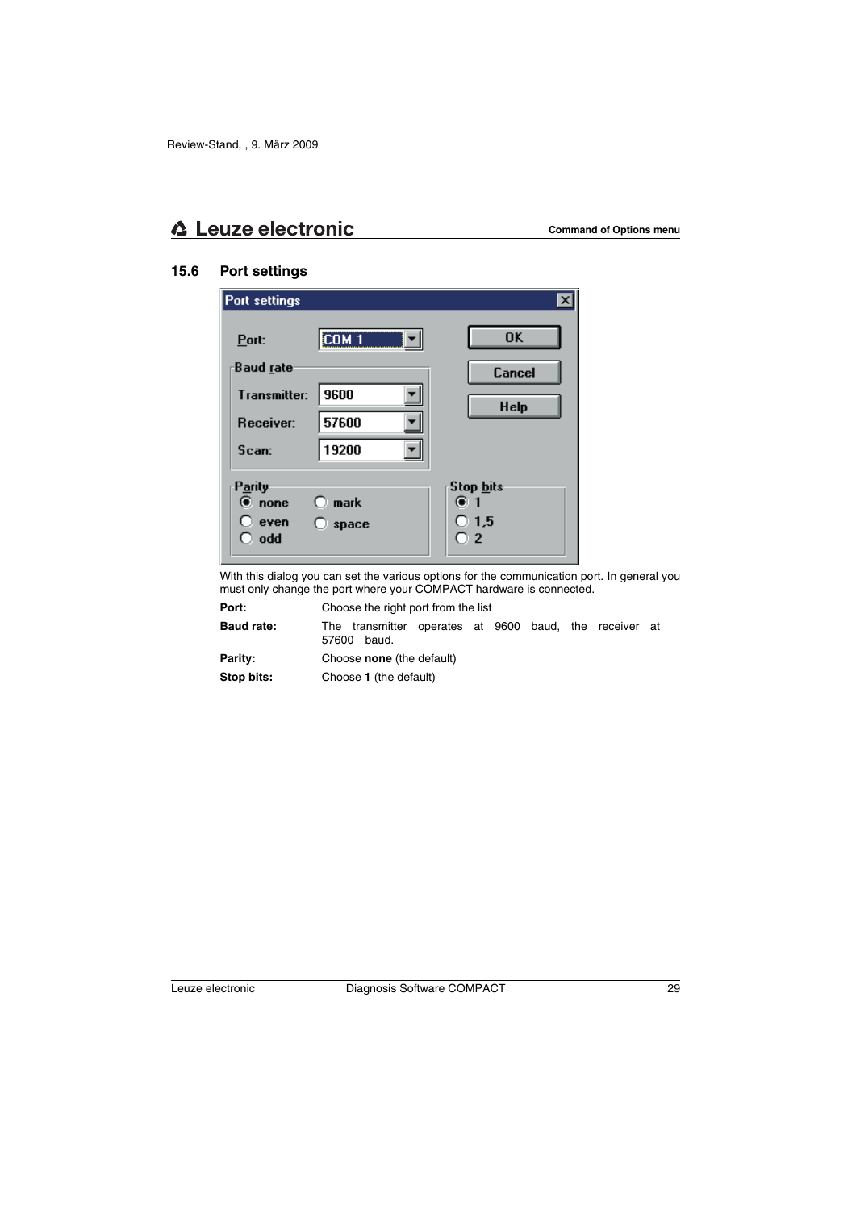Review-Stand, , 9. März 2009

## 15.6 Port settings

With this dialog you can set the various options for the communication port. In general you must only change the port where your COMPACT hardware is connected.

| | |
|---|---|
| **Port:** | Choose the right port from the list |
| **Baud rate:** | The transmitter operates at 9600 baud, the receiver at 57600 baud. |
| **Parity:** | Choose **none** (the default) |
| **Stop bits:** | Choose **1** (the default) |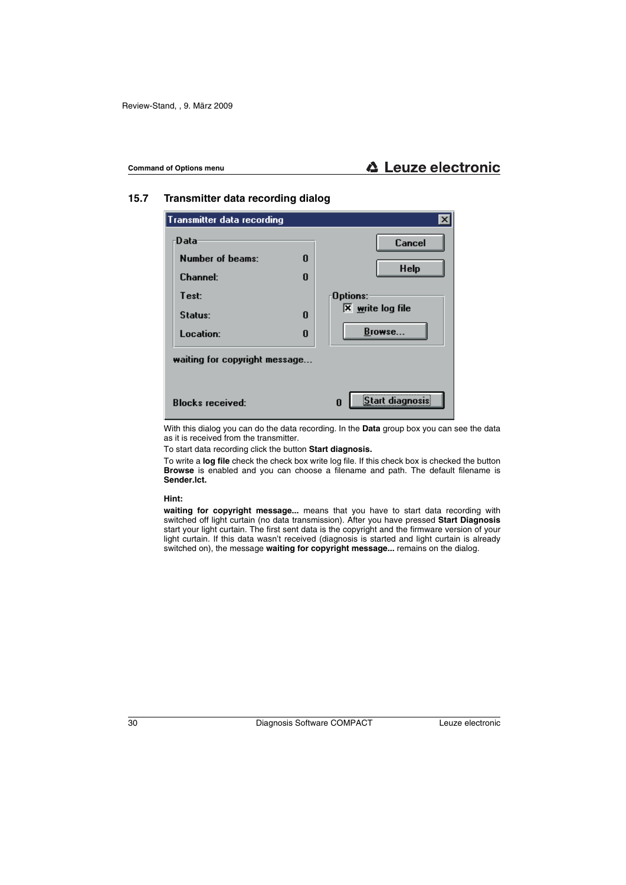## 15.7 Transmitter data recording dialog

With this dialog you can do the data recording. In the **Data** group box you can see the data as it is received from the transmitter.

To start data recording click the button **Start diagnosis.**

To write a **log file** check the check box write log file. If this check box is checked the button **Browse** is enabled and you can choose a filename and path. The default filename is **Sender.lct.**

**Hint:**

**waiting for copyright message...** means that you have to start data recording with switched off light curtain (no data transmission). After you have pressed **Start Diagnosis** start your light curtain. The first sent data is the copyright and the firmware version of your light curtain. If this data wasn't received (diagnosis is started and light curtain is already switched on), the message **waiting for copyright message...** remains on the dialog.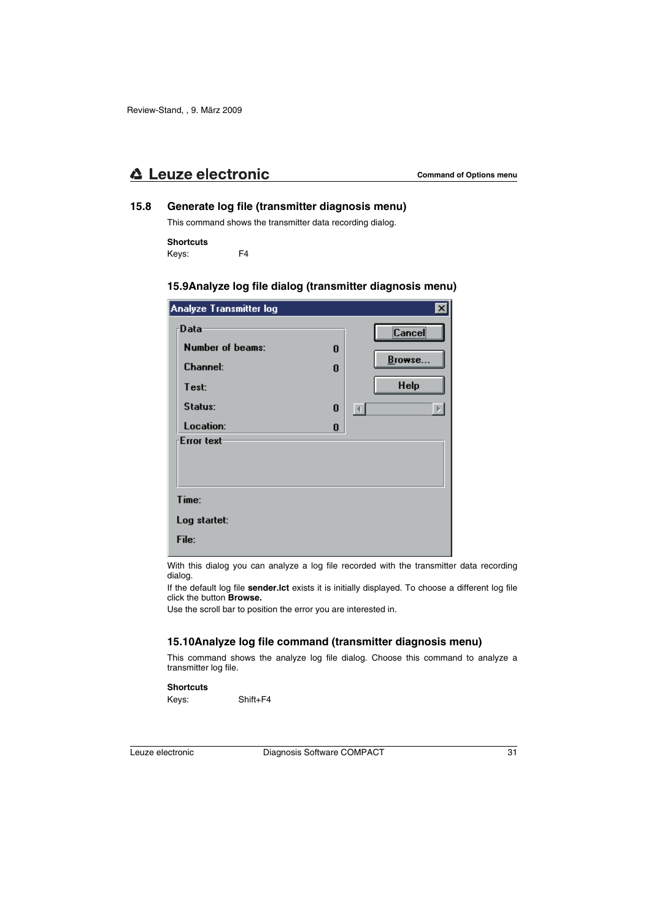## 15.8 Generate log file (transmitter diagnosis menu)

This command shows the transmitter data recording dialog.

**Shortcuts**

Keys: F4

## 15.9 Analyze log file dialog (transmitter diagnosis menu)

Analyze Transmitter log

Data

Number of beams: 0

Channel: 0

Test:

Status: 0

Location: 0

Cancel

Browse...

Help

Error text

Time:

Log startet:

File:

With this dialog you can analyze a log file recorded with the transmitter data recording dialog.

If the default log file **sender.lct** exists it is initially displayed. To choose a different log file click the button **Browse.**

Use the scroll bar to position the error you are interested in.

## 15.10 Analyze log file command (transmitter diagnosis menu)

This command shows the analyze log file dialog. Choose this command to analyze a transmitter log file.

**Shortcuts**

Keys: Shift+F4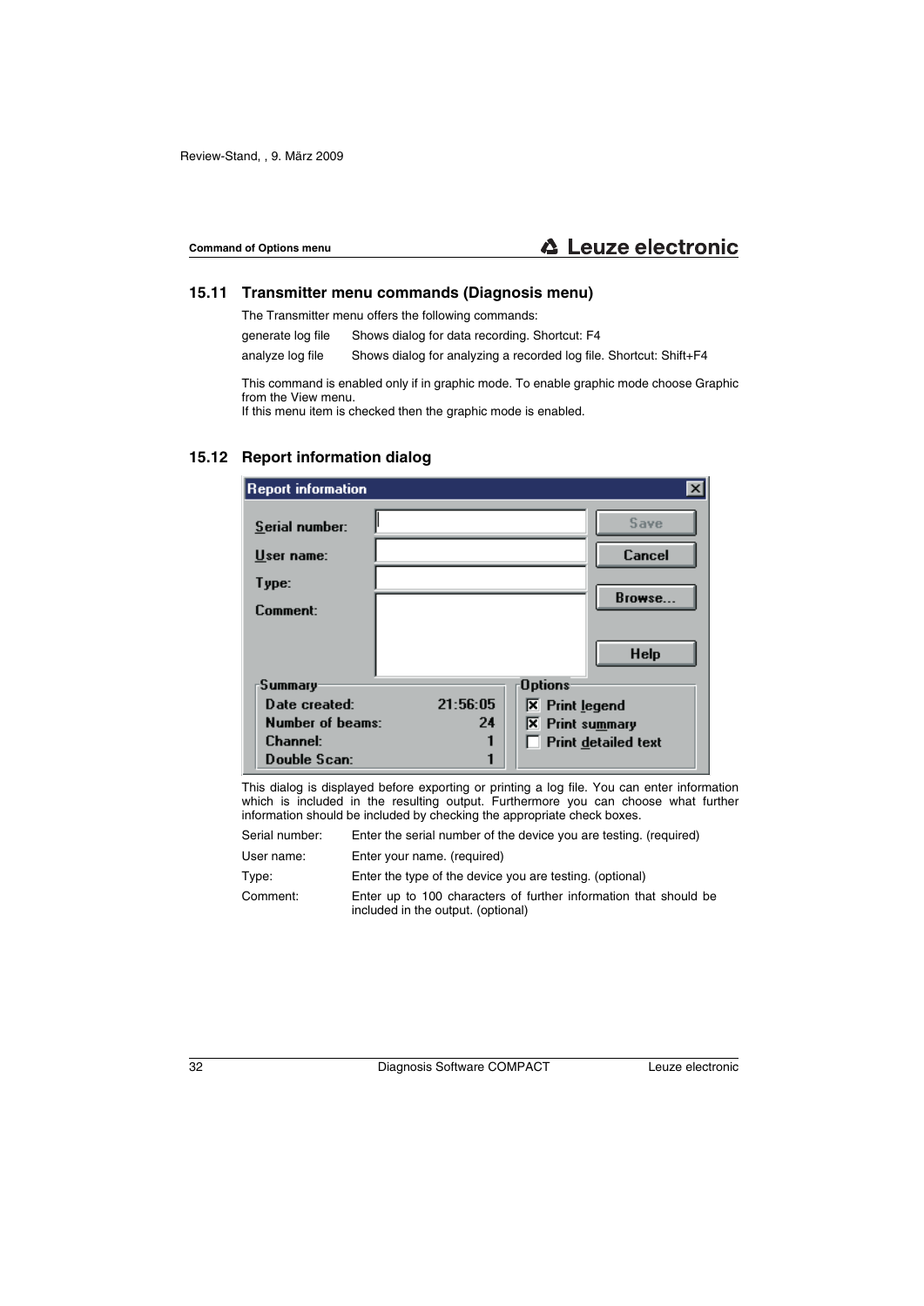Review-Stand, , 9. März 2009

## 15.11 Transmitter menu commands (Diagnosis menu)

The Transmitter menu offers the following commands:

| | |
|---|---|
| generate log file | Shows dialog for data recording. Shortcut: F4 |
| analyze log file | Shows dialog for analyzing a recorded log file. Shortcut: Shift+F4 |

This command is enabled only if in graphic mode. To enable graphic mode choose Graphic from the View menu.
If this menu item is checked then the graphic mode is enabled.

## 15.12 Report information dialog

This dialog is displayed before exporting or printing a log file. You can enter information which is included in the resulting output. Furthermore you can choose what further information should be included by checking the appropriate check boxes.

| | |
|---|---|
| Serial number: | Enter the serial number of the device you are testing. (required) |
| User name: | Enter your name. (required) |
| Type: | Enter the type of the device you are testing. (optional) |
| Comment: | Enter up to 100 characters of further information that should be included in the output. (optional) |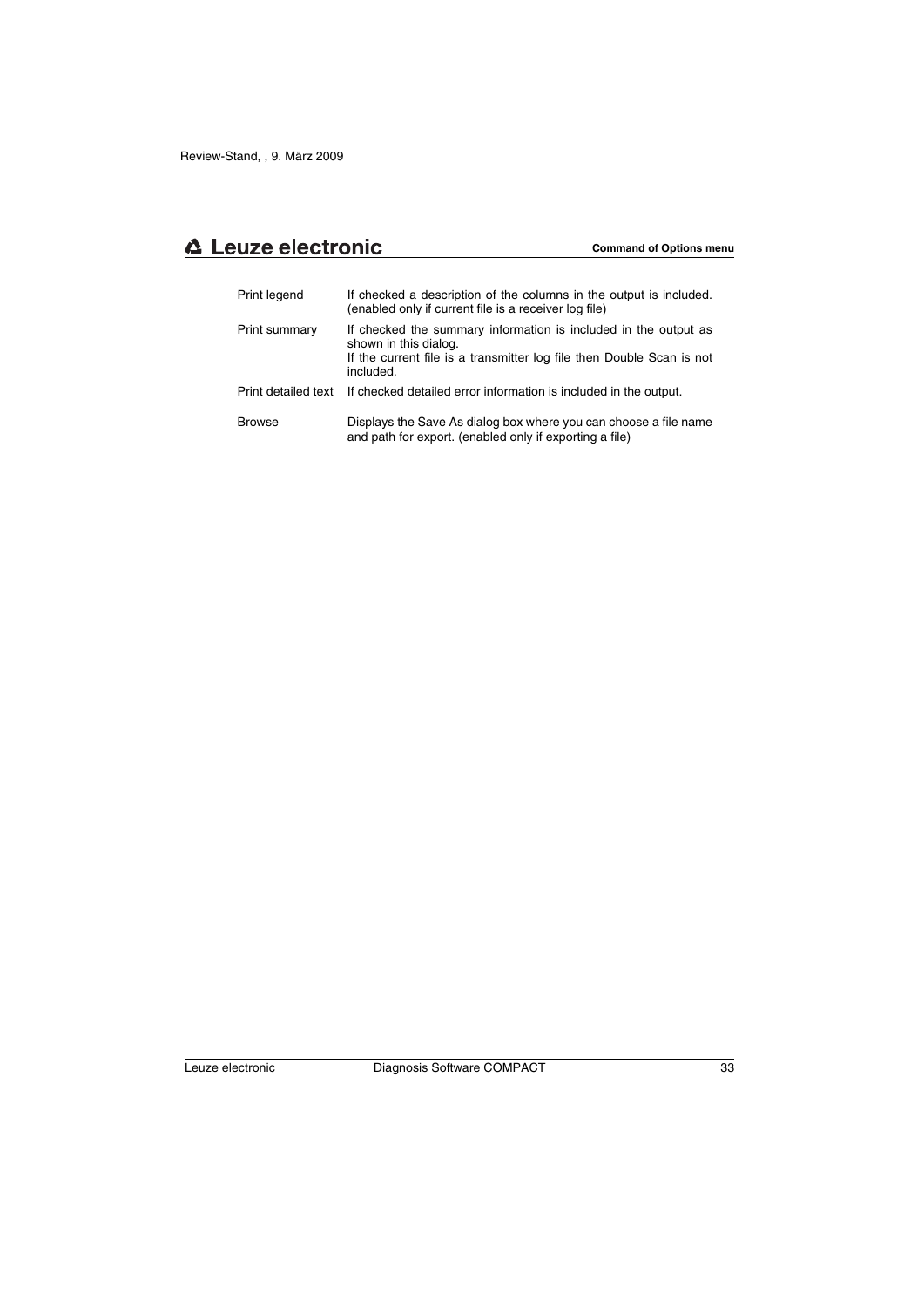| | |
|---|---|
| Print legend | If checked a description of the columns in the output is included. (enabled only if current file is a receiver log file) |
| Print summary | If checked the summary information is included in the output as shown in this dialog. If the current file is a transmitter log file then Double Scan is not included. |
| Print detailed text | If checked detailed error information is included in the output. |
| Browse | Displays the Save As dialog box where you can choose a file name and path for export. (enabled only if exporting a file) |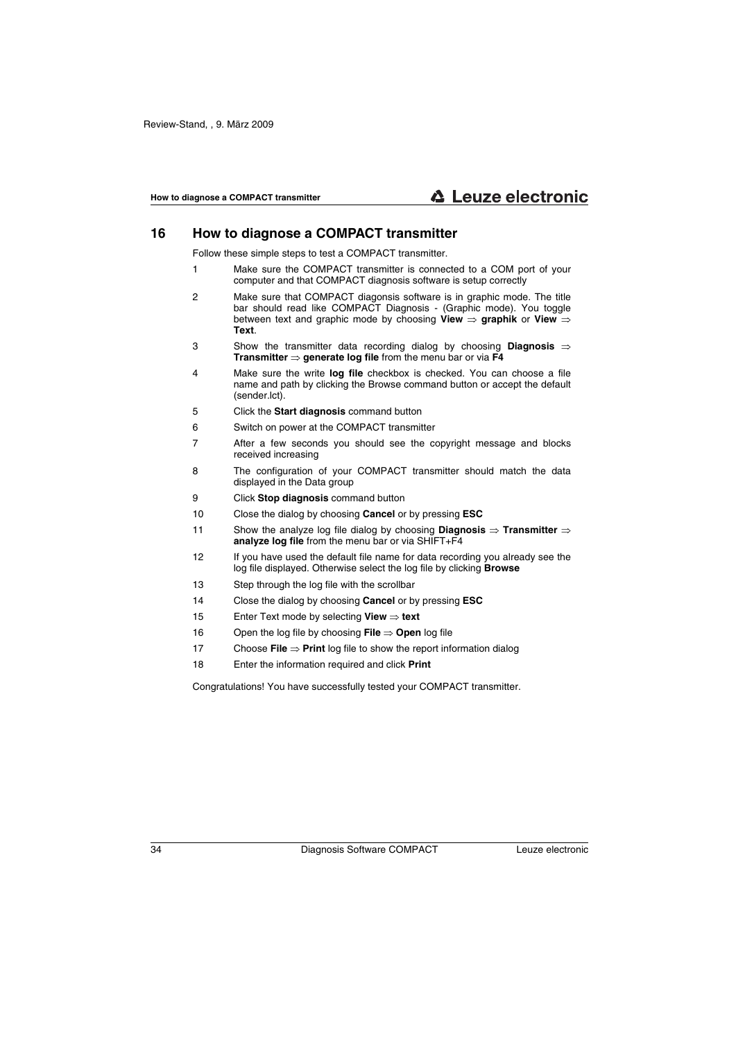## 16 How to diagnose a COMPACT transmitter

Follow these simple steps to test a COMPACT transmitter.

1. Make sure the COMPACT transmitter is connected to a COM port of your computer and that COMPACT diagnosis software is setup correctly
2. Make sure that COMPACT diagonsis software is in graphic mode. The title bar should read like COMPACT Diagnosis - (Graphic mode). You toggle between text and graphic mode by choosing **View** ⇒ **graphik** or **View** ⇒ **Text**.
3. Show the transmitter data recording dialog by choosing **Diagnosis** ⇒ **Transmitter** ⇒ **generate log file** from the menu bar or via **F4**
4. Make sure the write **log file** checkbox is checked. You can choose a file name and path by clicking the Browse command button or accept the default (sender.lct).
5. Click the **Start diagnosis** command button
6. Switch on power at the COMPACT transmitter
7. After a few seconds you should see the copyright message and blocks received increasing
8. The configuration of your COMPACT transmitter should match the data displayed in the Data group
9. Click **Stop diagnosis** command button
10. Close the dialog by choosing **Cancel** or by pressing **ESC**
11. Show the analyze log file dialog by choosing **Diagnosis** ⇒ **Transmitter** ⇒ **analyze log file** from the menu bar or via SHIFT+F4
12. If you have used the default file name for data recording you already see the log file displayed. Otherwise select the log file by clicking **Browse**
13. Step through the log file with the scrollbar
14. Close the dialog by choosing **Cancel** or by pressing **ESC**
15. Enter Text mode by selecting **View** ⇒ **text**
16. Open the log file by choosing **File** ⇒ **Open** log file
17. Choose **File** ⇒ **Print** log file to show the report information dialog
18. Enter the information required and click **Print**

Congratulations! You have successfully tested your COMPACT transmitter.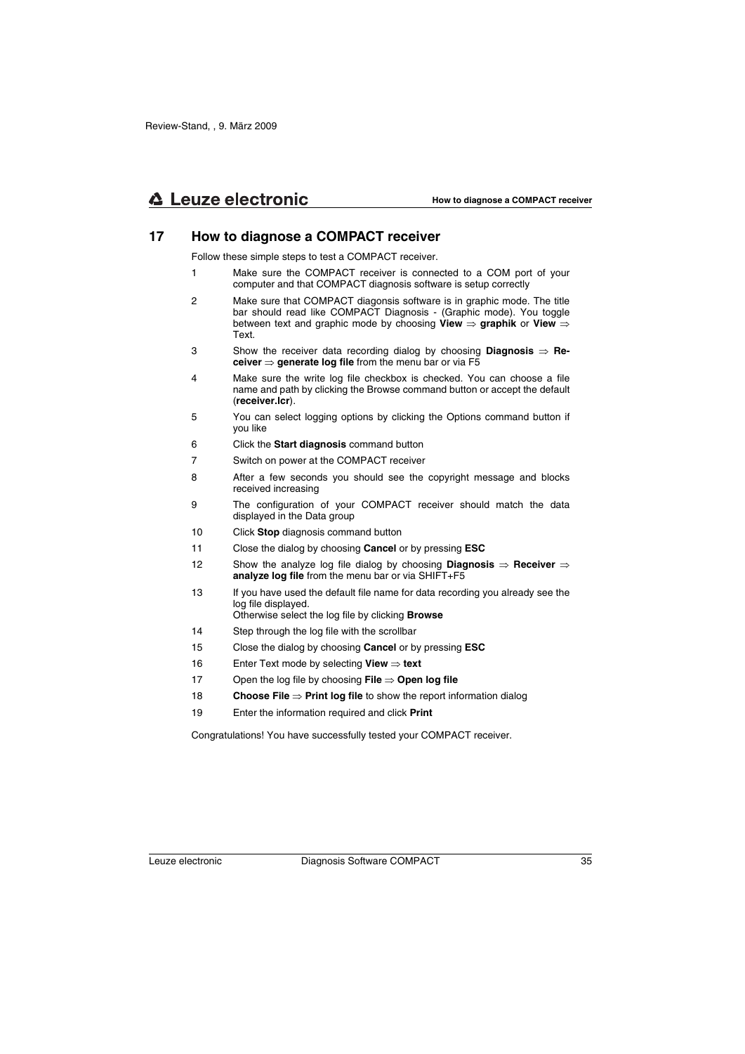# 17 How to diagnose a COMPACT receiver

Follow these simple steps to test a COMPACT receiver.

1. Make sure the COMPACT receiver is connected to a COM port of your computer and that COMPACT diagnosis software is setup correctly
2. Make sure that COMPACT diagonsis software is in graphic mode. The title bar should read like COMPACT Diagnosis - (Graphic mode). You toggle between text and graphic mode by choosing **View** ⇒ **graphik** or **View** ⇒ Text.
3. Show the receiver data recording dialog by choosing **Diagnosis** ⇒ **Receiver** ⇒ **generate log file** from the menu bar or via F5
4. Make sure the write log file checkbox is checked. You can choose a file name and path by clicking the Browse command button or accept the default (**receiver.lcr**).
5. You can select logging options by clicking the Options command button if you like
6. Click the **Start diagnosis** command button
7. Switch on power at the COMPACT receiver
8. After a few seconds you should see the copyright message and blocks received increasing
9. The configuration of your COMPACT receiver should match the data displayed in the Data group
10. Click **Stop** diagnosis command button
11. Close the dialog by choosing **Cancel** or by pressing **ESC**
12. Show the analyze log file dialog by choosing **Diagnosis** ⇒ **Receiver** ⇒ **analyze log file** from the menu bar or via SHIFT+F5
13. If you have used the default file name for data recording you already see the log file displayed.
    Otherwise select the log file by clicking **Browse**
14. Step through the log file with the scrollbar
15. Close the dialog by choosing **Cancel** or by pressing **ESC**
16. Enter Text mode by selecting **View** ⇒ **text**
17. Open the log file by choosing **File** ⇒ **Open log file**
18. **Choose File** ⇒ **Print log file** to show the report information dialog
19. Enter the information required and click **Print**

Congratulations! You have successfully tested your COMPACT receiver.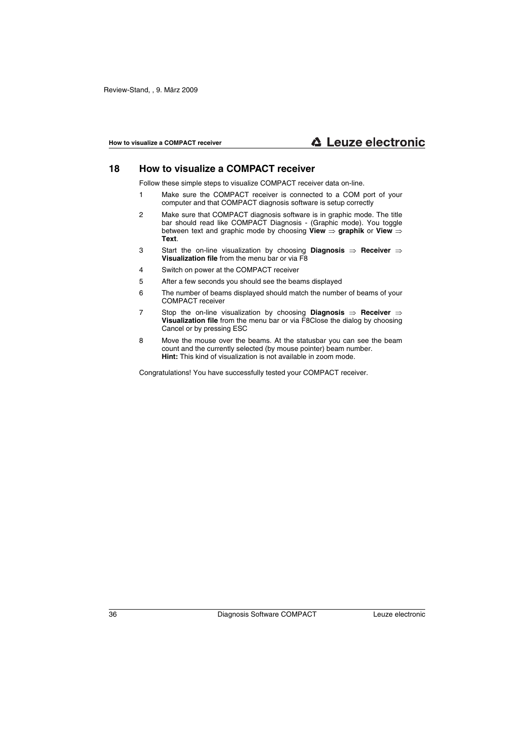## 18 How to visualize a COMPACT receiver

Follow these simple steps to visualize COMPACT receiver data on-line.

1. Make sure the COMPACT receiver is connected to a COM port of your computer and that COMPACT diagnosis software is setup correctly
2. Make sure that COMPACT diagnosis software is in graphic mode. The title bar should read like COMPACT Diagnosis - (Graphic mode). You toggle between text and graphic mode by choosing **View** ⇒ **graphik** or **View** ⇒ **Text**.
3. Start the on-line visualization by choosing **Diagnosis** ⇒ **Receiver** ⇒ **Visualization file** from the menu bar or via F8
4. Switch on power at the COMPACT receiver
5. After a few seconds you should see the beams displayed
6. The number of beams displayed should match the number of beams of your COMPACT receiver
7. Stop the on-line visualization by choosing **Diagnosis** ⇒ **Receiver** ⇒ **Visualization file** from the menu bar or via F8Close the dialog by choosing Cancel or by pressing ESC
8. Move the mouse over the beams. At the statusbar you can see the beam count and the currently selected (by mouse pointer) beam number.
   **Hint:** This kind of visualization is not available in zoom mode.

Congratulations! You have successfully tested your COMPACT receiver.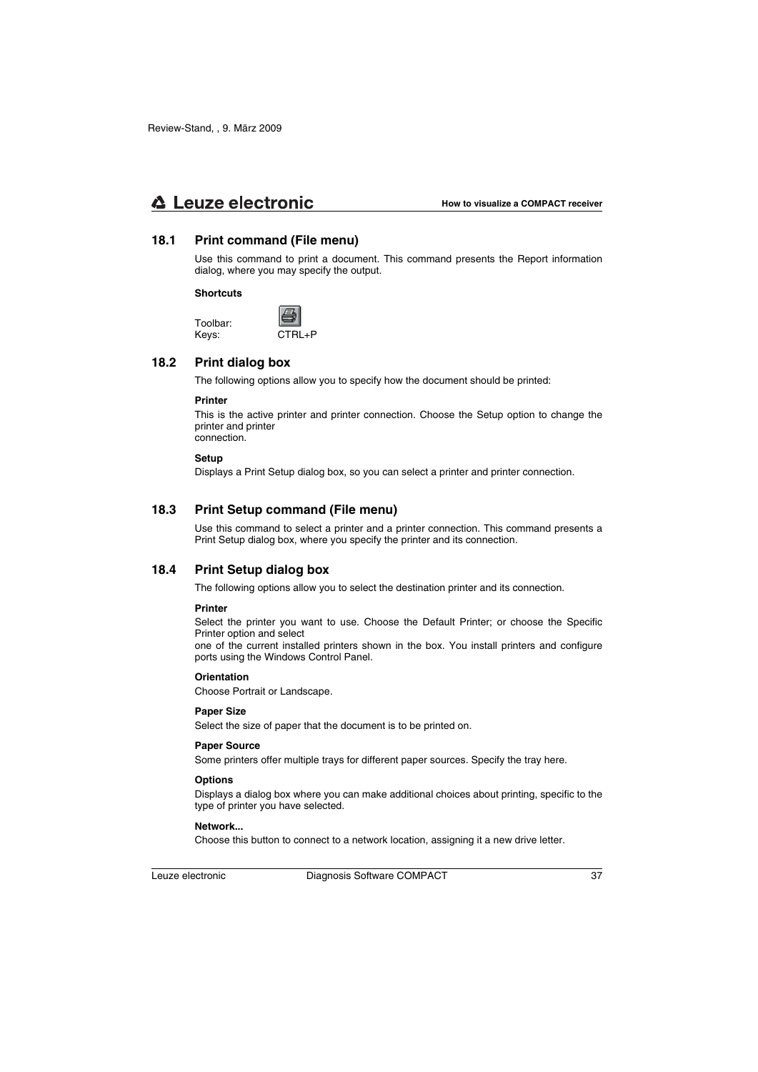## 18.1 Print command (File menu)

Use this command to print a document. This command presents the Report information dialog, where you may specify the output.

**Shortcuts**

Toolbar:
Keys: CTRL+P

## 18.2 Print dialog box

The following options allow you to specify how the document should be printed:

**Printer**

This is the active printer and printer connection. Choose the Setup option to change the printer and printer
connection.

**Setup**

Displays a Print Setup dialog box, so you can select a printer and printer connection.

## 18.3 Print Setup command (File menu)

Use this command to select a printer and a printer connection. This command presents a Print Setup dialog box, where you specify the printer and its connection.

## 18.4 Print Setup dialog box

The following options allow you to select the destination printer and its connection.

**Printer**

Select the printer you want to use. Choose the Default Printer; or choose the Specific Printer option and select
one of the current installed printers shown in the box. You install printers and configure ports using the Windows Control Panel.

**Orientation**

Choose Portrait or Landscape.

**Paper Size**

Select the size of paper that the document is to be printed on.

**Paper Source**

Some printers offer multiple trays for different paper sources. Specify the tray here.

**Options**

Displays a dialog box where you can make additional choices about printing, specific to the type of printer you have selected.

**Network...**

Choose this button to connect to a network location, assigning it a new drive letter.